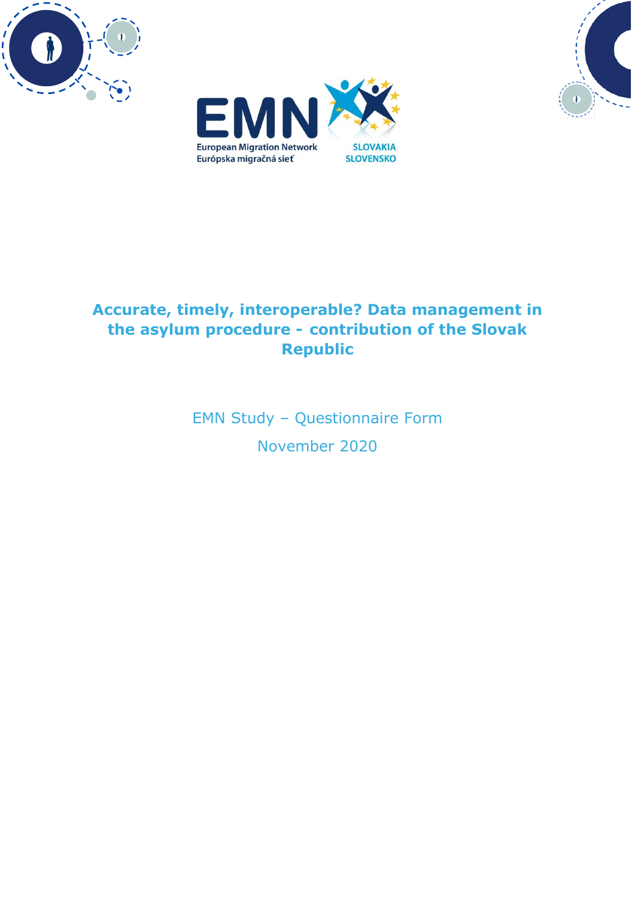European Migration Network
Európska migračná sieť

SLOVAKIA
SLOVENSKO

# Accurate, timely, interoperable? Data management in the asylum procedure - contribution of the Slovak Republic

EMN Study – Questionnaire Form

November 2020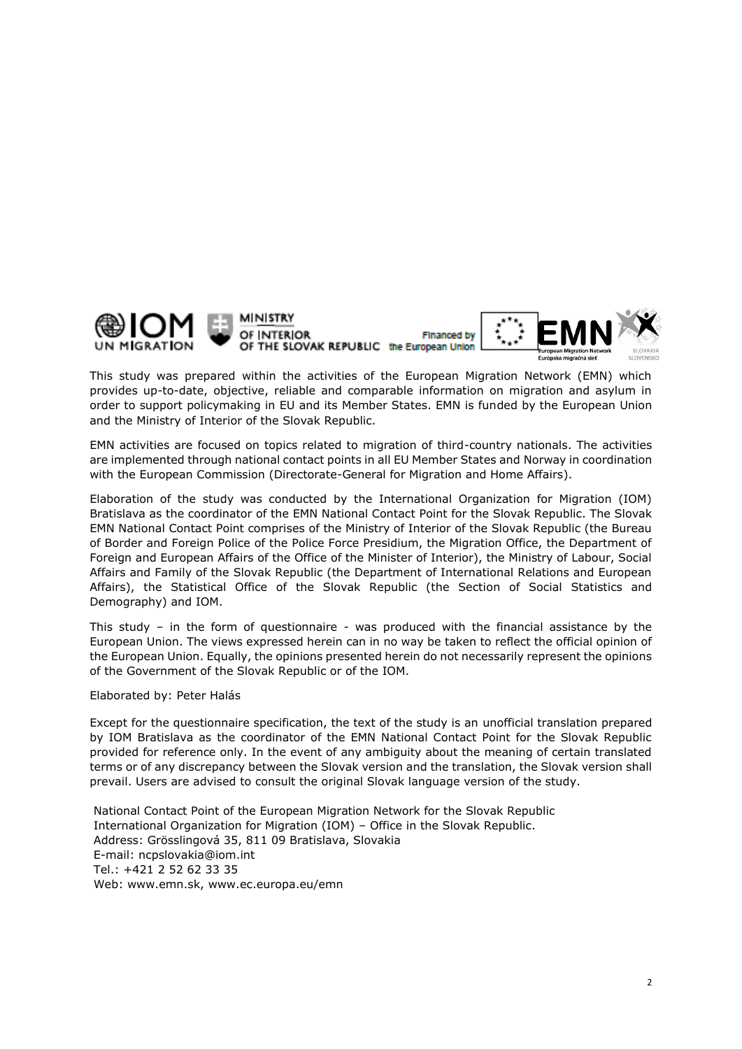This study was prepared within the activities of the European Migration Network (EMN) which provides up-to-date, objective, reliable and comparable information on migration and asylum in order to support policymaking in EU and its Member States. EMN is funded by the European Union and the Ministry of Interior of the Slovak Republic.

EMN activities are focused on topics related to migration of third-country nationals. The activities are implemented through national contact points in all EU Member States and Norway in coordination with the European Commission (Directorate-General for Migration and Home Affairs).

Elaboration of the study was conducted by the International Organization for Migration (IOM) Bratislava as the coordinator of the EMN National Contact Point for the Slovak Republic. The Slovak EMN National Contact Point comprises of the Ministry of Interior of the Slovak Republic (the Bureau of Border and Foreign Police of the Police Force Presidium, the Migration Office, the Department of Foreign and European Affairs of the Office of the Minister of Interior), the Ministry of Labour, Social Affairs and Family of the Slovak Republic (the Department of International Relations and European Affairs), the Statistical Office of the Slovak Republic (the Section of Social Statistics and Demography) and IOM.

This study – in the form of questionnaire - was produced with the financial assistance by the European Union. The views expressed herein can in no way be taken to reflect the official opinion of the European Union. Equally, the opinions presented herein do not necessarily represent the opinions of the Government of the Slovak Republic or of the IOM.

Elaborated by: Peter Halás

Except for the questionnaire specification, the text of the study is an unofficial translation prepared by IOM Bratislava as the coordinator of the EMN National Contact Point for the Slovak Republic provided for reference only. In the event of any ambiguity about the meaning of certain translated terms or of any discrepancy between the Slovak version and the translation, the Slovak version shall prevail. Users are advised to consult the original Slovak language version of the study.

National Contact Point of the European Migration Network for the Slovak Republic
International Organization for Migration (IOM) – Office in the Slovak Republic.
Address: Grösslingová 35, 811 09 Bratislava, Slovakia
E-mail: ncpslovakia@iom.int
Tel.: +421 2 52 62 33 35
Web: www.emn.sk, www.ec.europa.eu/emn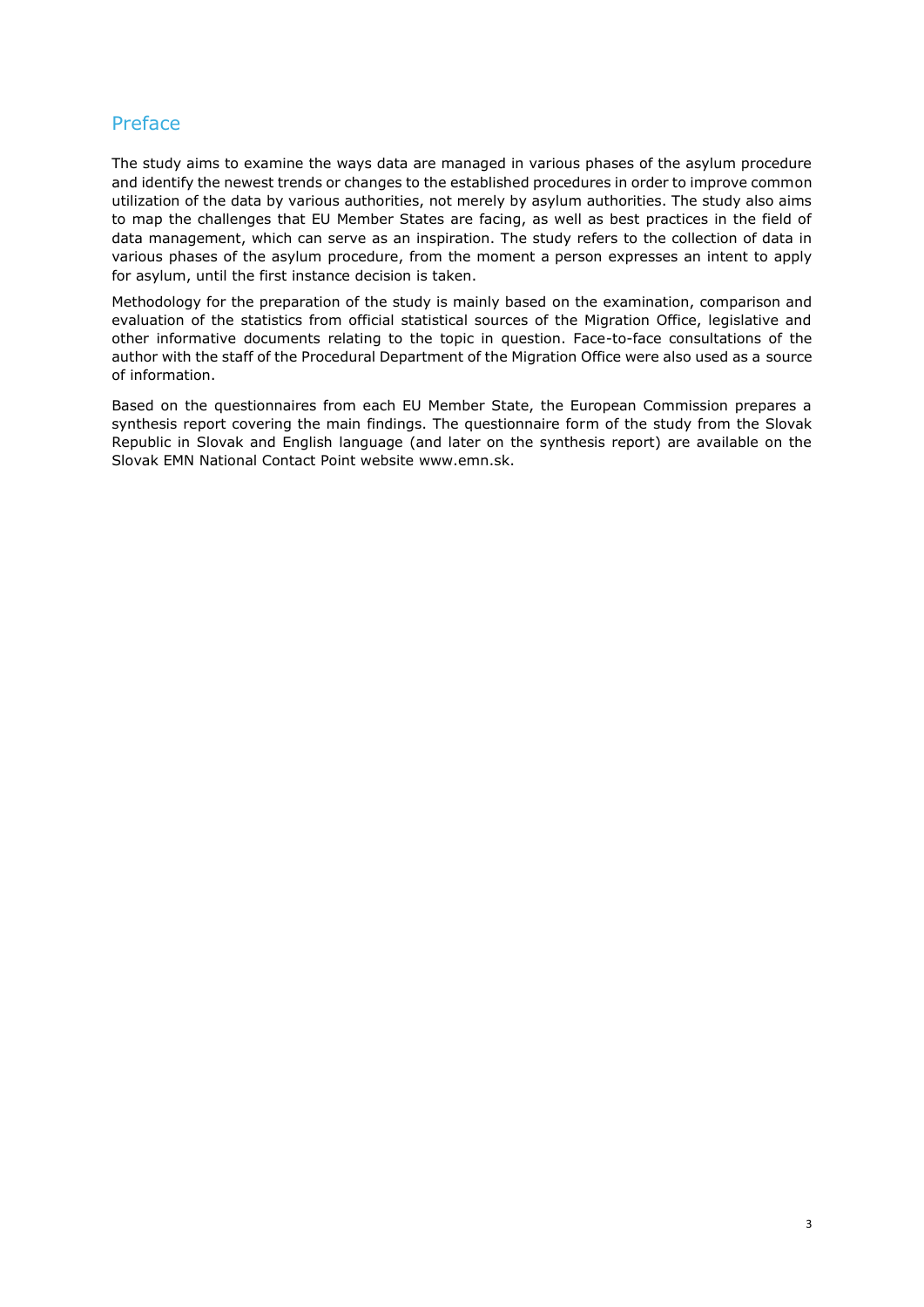## Preface

The study aims to examine the ways data are managed in various phases of the asylum procedure and identify the newest trends or changes to the established procedures in order to improve common utilization of the data by various authorities, not merely by asylum authorities. The study also aims to map the challenges that EU Member States are facing, as well as best practices in the field of data management, which can serve as an inspiration. The study refers to the collection of data in various phases of the asylum procedure, from the moment a person expresses an intent to apply for asylum, until the first instance decision is taken.

Methodology for the preparation of the study is mainly based on the examination, comparison and evaluation of the statistics from official statistical sources of the Migration Office, legislative and other informative documents relating to the topic in question. Face-to-face consultations of the author with the staff of the Procedural Department of the Migration Office were also used as a source of information.

Based on the questionnaires from each EU Member State, the European Commission prepares a synthesis report covering the main findings. The questionnaire form of the study from the Slovak Republic in Slovak and English language (and later on the synthesis report) are available on the Slovak EMN National Contact Point website www.emn.sk.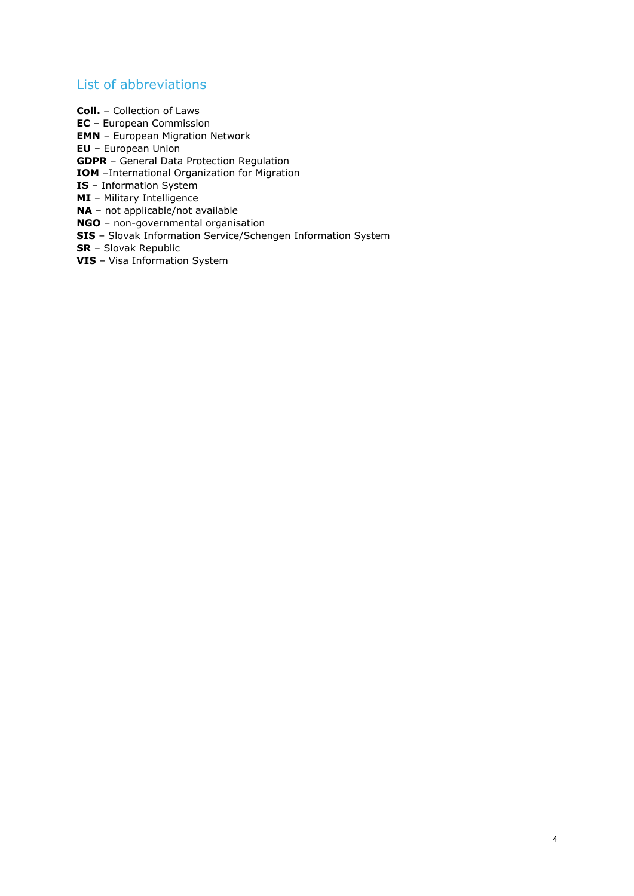## List of abbreviations

**Coll.** – Collection of Laws
**EC** – European Commission
**EMN** – European Migration Network
**EU** – European Union
**GDPR** – General Data Protection Regulation
**IOM** –International Organization for Migration
**IS** – Information System
**MI** – Military Intelligence
**NA** – not applicable/not available
**NGO** – non-governmental organisation
**SIS** – Slovak Information Service/Schengen Information System
**SR** – Slovak Republic
**VIS** – Visa Information System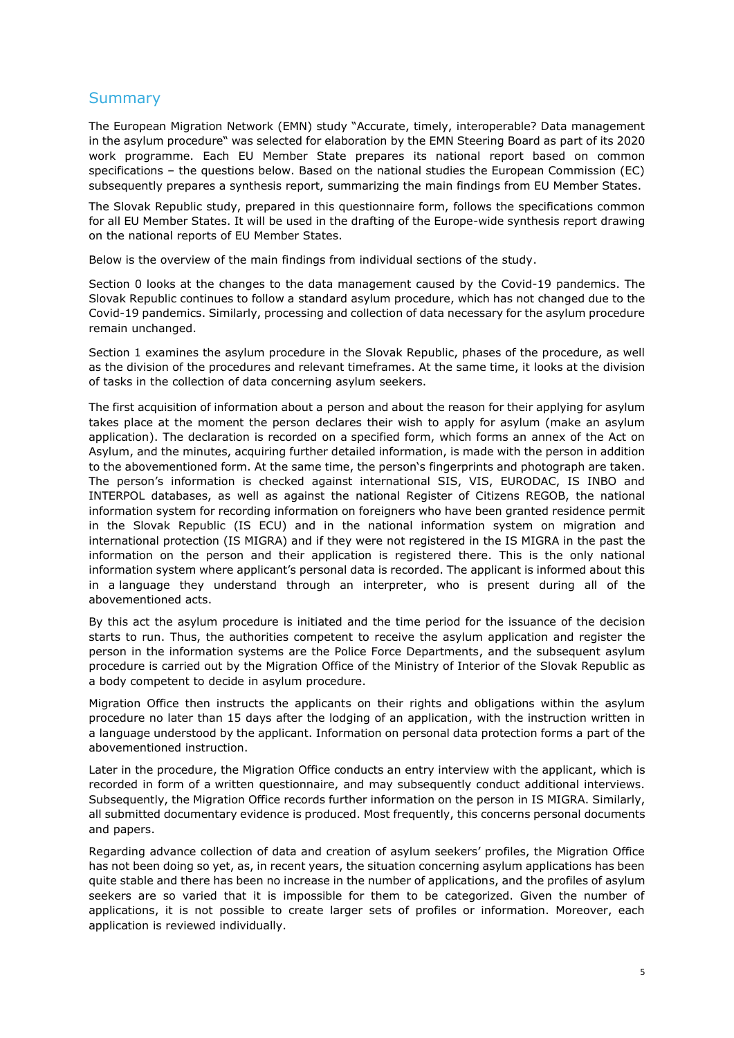## Summary

The European Migration Network (EMN) study "Accurate, timely, interoperable? Data management in the asylum procedure" was selected for elaboration by the EMN Steering Board as part of its 2020 work programme. Each EU Member State prepares its national report based on common specifications – the questions below. Based on the national studies the European Commission (EC) subsequently prepares a synthesis report, summarizing the main findings from EU Member States.

The Slovak Republic study, prepared in this questionnaire form, follows the specifications common for all EU Member States. It will be used in the drafting of the Europe-wide synthesis report drawing on the national reports of EU Member States.

Below is the overview of the main findings from individual sections of the study.

Section 0 looks at the changes to the data management caused by the Covid-19 pandemics. The Slovak Republic continues to follow a standard asylum procedure, which has not changed due to the Covid-19 pandemics. Similarly, processing and collection of data necessary for the asylum procedure remain unchanged.

Section 1 examines the asylum procedure in the Slovak Republic, phases of the procedure, as well as the division of the procedures and relevant timeframes. At the same time, it looks at the division of tasks in the collection of data concerning asylum seekers.

The first acquisition of information about a person and about the reason for their applying for asylum takes place at the moment the person declares their wish to apply for asylum (make an asylum application). The declaration is recorded on a specified form, which forms an annex of the Act on Asylum, and the minutes, acquiring further detailed information, is made with the person in addition to the abovementioned form. At the same time, the person's fingerprints and photograph are taken. The person's information is checked against international SIS, VIS, EURODAC, IS INBO and INTERPOL databases, as well as against the national Register of Citizens REGOB, the national information system for recording information on foreigners who have been granted residence permit in the Slovak Republic (IS ECU) and in the national information system on migration and international protection (IS MIGRA) and if they were not registered in the IS MIGRA in the past the information on the person and their application is registered there. This is the only national information system where applicant's personal data is recorded. The applicant is informed about this in a language they understand through an interpreter, who is present during all of the abovementioned acts.

By this act the asylum procedure is initiated and the time period for the issuance of the decision starts to run. Thus, the authorities competent to receive the asylum application and register the person in the information systems are the Police Force Departments, and the subsequent asylum procedure is carried out by the Migration Office of the Ministry of Interior of the Slovak Republic as a body competent to decide in asylum procedure.

Migration Office then instructs the applicants on their rights and obligations within the asylum procedure no later than 15 days after the lodging of an application, with the instruction written in a language understood by the applicant. Information on personal data protection forms a part of the abovementioned instruction.

Later in the procedure, the Migration Office conducts an entry interview with the applicant, which is recorded in form of a written questionnaire, and may subsequently conduct additional interviews. Subsequently, the Migration Office records further information on the person in IS MIGRA. Similarly, all submitted documentary evidence is produced. Most frequently, this concerns personal documents and papers.

Regarding advance collection of data and creation of asylum seekers' profiles, the Migration Office has not been doing so yet, as, in recent years, the situation concerning asylum applications has been quite stable and there has been no increase in the number of applications, and the profiles of asylum seekers are so varied that it is impossible for them to be categorized. Given the number of applications, it is not possible to create larger sets of profiles or information. Moreover, each application is reviewed individually.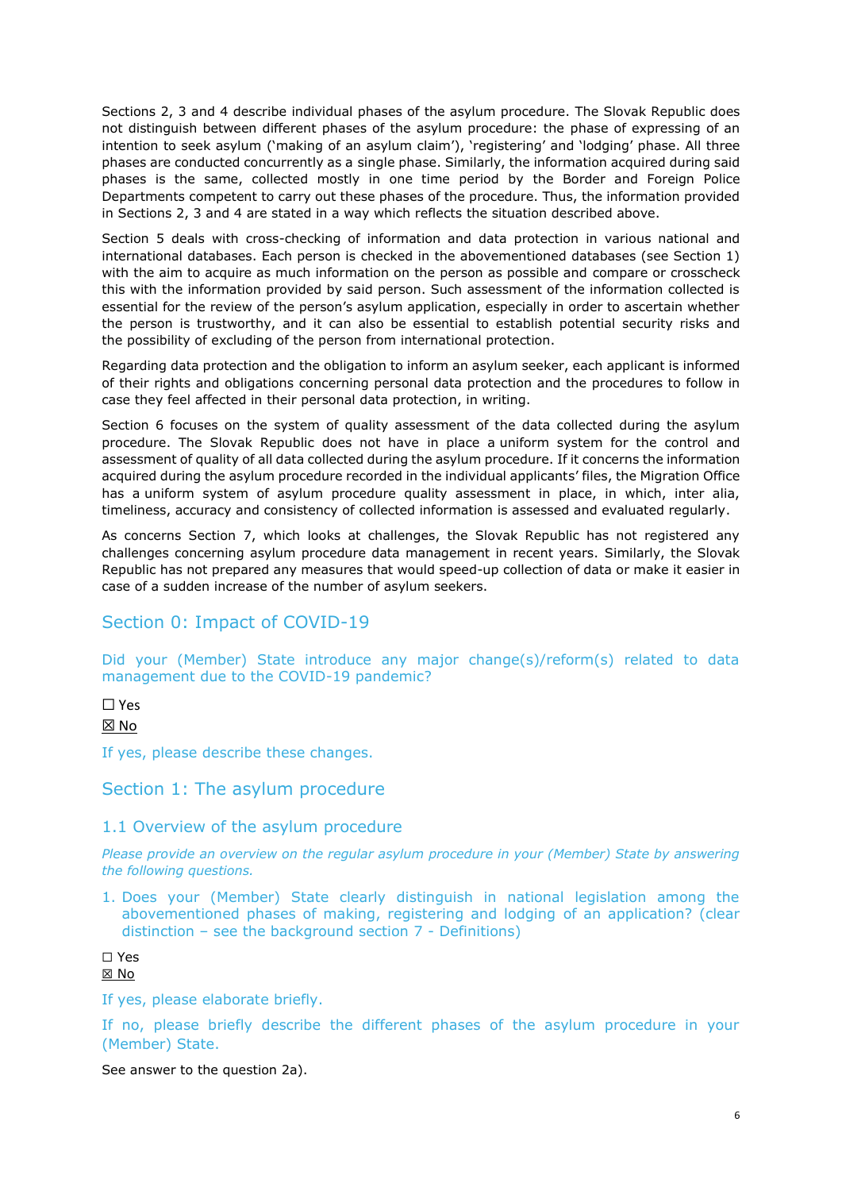Sections 2, 3 and 4 describe individual phases of the asylum procedure. The Slovak Republic does not distinguish between different phases of the asylum procedure: the phase of expressing of an intention to seek asylum ('making of an asylum claim'), 'registering' and 'lodging' phase. All three phases are conducted concurrently as a single phase. Similarly, the information acquired during said phases is the same, collected mostly in one time period by the Border and Foreign Police Departments competent to carry out these phases of the procedure. Thus, the information provided in Sections 2, 3 and 4 are stated in a way which reflects the situation described above.

Section 5 deals with cross-checking of information and data protection in various national and international databases. Each person is checked in the abovementioned databases (see Section 1) with the aim to acquire as much information on the person as possible and compare or crosscheck this with the information provided by said person. Such assessment of the information collected is essential for the review of the person's asylum application, especially in order to ascertain whether the person is trustworthy, and it can also be essential to establish potential security risks and the possibility of excluding of the person from international protection.

Regarding data protection and the obligation to inform an asylum seeker, each applicant is informed of their rights and obligations concerning personal data protection and the procedures to follow in case they feel affected in their personal data protection, in writing.

Section 6 focuses on the system of quality assessment of the data collected during the asylum procedure. The Slovak Republic does not have in place a uniform system for the control and assessment of quality of all data collected during the asylum procedure. If it concerns the information acquired during the asylum procedure recorded in the individual applicants' files, the Migration Office has a uniform system of asylum procedure quality assessment in place, in which, inter alia, timeliness, accuracy and consistency of collected information is assessed and evaluated regularly.

As concerns Section 7, which looks at challenges, the Slovak Republic has not registered any challenges concerning asylum procedure data management in recent years. Similarly, the Slovak Republic has not prepared any measures that would speed-up collection of data or make it easier in case of a sudden increase of the number of asylum seekers.

## Section 0: Impact of COVID-19

Did your (Member) State introduce any major change(s)/reform(s) related to data management due to the COVID-19 pandemic?

☐ Yes

☒ No

If yes, please describe these changes.

## Section 1: The asylum procedure

### 1.1 Overview of the asylum procedure

*Please provide an overview on the regular asylum procedure in your (Member) State by answering the following questions.*

1. Does your (Member) State clearly distinguish in national legislation among the abovementioned phases of making, registering and lodging of an application? (clear distinction – see the background section 7 - Definitions)

☐ Yes

☒ No

If yes, please elaborate briefly.

If no, please briefly describe the different phases of the asylum procedure in your (Member) State.

See answer to the question 2a).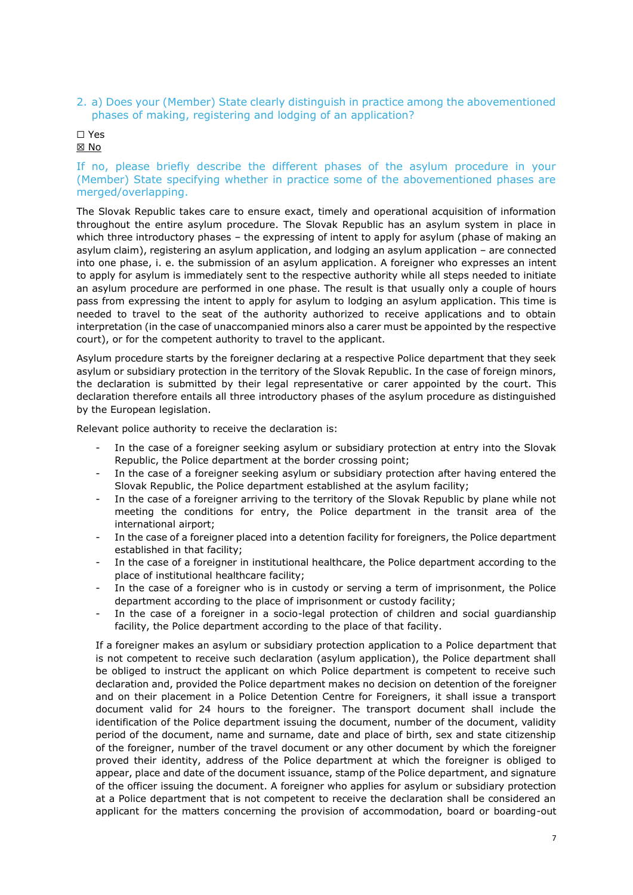## 2. a) Does your (Member) State clearly distinguish in practice among the abovementioned phases of making, registering and lodging of an application?

☐ Yes
☒ No

**If no, please briefly describe the different phases of the asylum procedure in your (Member) State specifying whether in practice some of the abovementioned phases are merged/overlapping.**

The Slovak Republic takes care to ensure exact, timely and operational acquisition of information throughout the entire asylum procedure. The Slovak Republic has an asylum system in place in which three introductory phases – the expressing of intent to apply for asylum (phase of making an asylum claim), registering an asylum application, and lodging an asylum application – are connected into one phase, i. e. the submission of an asylum application. A foreigner who expresses an intent to apply for asylum is immediately sent to the respective authority while all steps needed to initiate an asylum procedure are performed in one phase. The result is that usually only a couple of hours pass from expressing the intent to apply for asylum to lodging an asylum application. This time is needed to travel to the seat of the authority authorized to receive applications and to obtain interpretation (in the case of unaccompanied minors also a carer must be appointed by the respective court), or for the competent authority to travel to the applicant.

Asylum procedure starts by the foreigner declaring at a respective Police department that they seek asylum or subsidiary protection in the territory of the Slovak Republic. In the case of foreign minors, the declaration is submitted by their legal representative or carer appointed by the court. This declaration therefore entails all three introductory phases of the asylum procedure as distinguished by the European legislation.

Relevant police authority to receive the declaration is:

- In the case of a foreigner seeking asylum or subsidiary protection at entry into the Slovak Republic, the Police department at the border crossing point;
- In the case of a foreigner seeking asylum or subsidiary protection after having entered the Slovak Republic, the Police department established at the asylum facility;
- In the case of a foreigner arriving to the territory of the Slovak Republic by plane while not meeting the conditions for entry, the Police department in the transit area of the international airport;
- In the case of a foreigner placed into a detention facility for foreigners, the Police department established in that facility;
- In the case of a foreigner in institutional healthcare, the Police department according to the place of institutional healthcare facility;
- In the case of a foreigner who is in custody or serving a term of imprisonment, the Police department according to the place of imprisonment or custody facility;
- In the case of a foreigner in a socio-legal protection of children and social guardianship facility, the Police department according to the place of that facility.

If a foreigner makes an asylum or subsidiary protection application to a Police department that is not competent to receive such declaration (asylum application), the Police department shall be obliged to instruct the applicant on which Police department is competent to receive such declaration and, provided the Police department makes no decision on detention of the foreigner and on their placement in a Police Detention Centre for Foreigners, it shall issue a transport document valid for 24 hours to the foreigner. The transport document shall include the identification of the Police department issuing the document, number of the document, validity period of the document, name and surname, date and place of birth, sex and state citizenship of the foreigner, number of the travel document or any other document by which the foreigner proved their identity, address of the Police department at which the foreigner is obliged to appear, place and date of the document issuance, stamp of the Police department, and signature of the officer issuing the document. A foreigner who applies for asylum or subsidiary protection at a Police department that is not competent to receive the declaration shall be considered an applicant for the matters concerning the provision of accommodation, board or boarding-out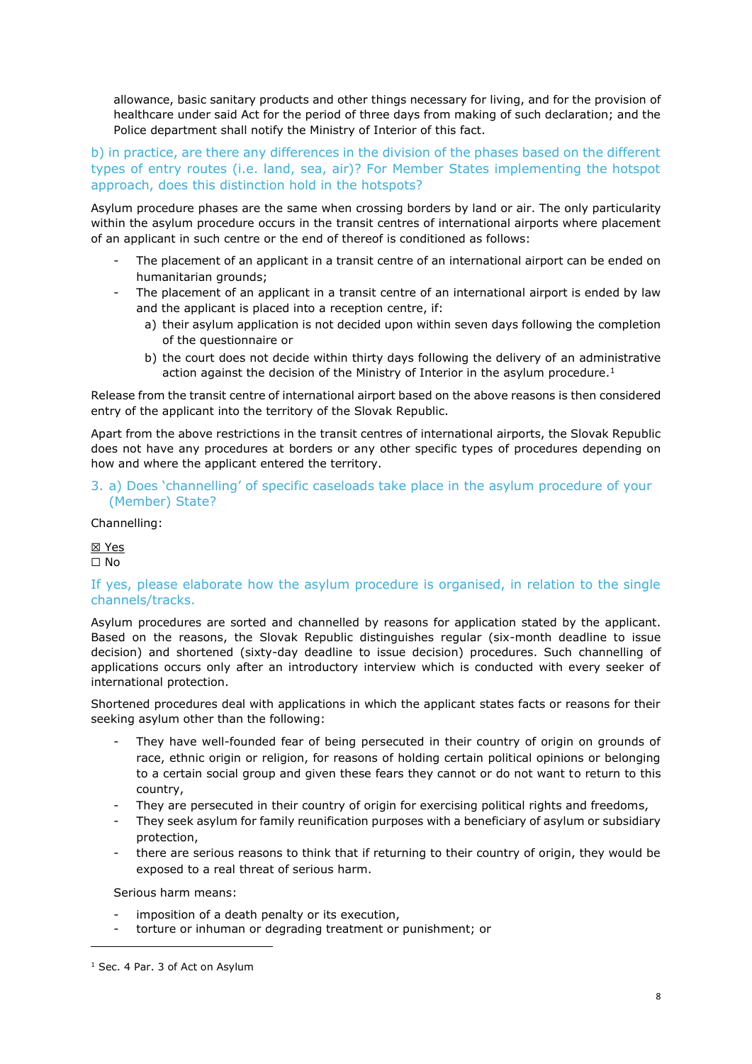allowance, basic sanitary products and other things necessary for living, and for the provision of healthcare under said Act for the period of three days from making of such declaration; and the Police department shall notify the Ministry of Interior of this fact.

### b) in practice, are there any differences in the division of the phases based on the different types of entry routes (i.e. land, sea, air)? For Member States implementing the hotspot approach, does this distinction hold in the hotspots?

Asylum procedure phases are the same when crossing borders by land or air. The only particularity within the asylum procedure occurs in the transit centres of international airports where placement of an applicant in such centre or the end of thereof is conditioned as follows:

- The placement of an applicant in a transit centre of an international airport can be ended on humanitarian grounds;
- The placement of an applicant in a transit centre of an international airport is ended by law and the applicant is placed into a reception centre, if:
  a) their asylum application is not decided upon within seven days following the completion of the questionnaire or
  b) the court does not decide within thirty days following the delivery of an administrative action against the decision of the Ministry of Interior in the asylum procedure.[1]

Release from the transit centre of international airport based on the above reasons is then considered entry of the applicant into the territory of the Slovak Republic.

Apart from the above restrictions in the transit centres of international airports, the Slovak Republic does not have any procedures at borders or any other specific types of procedures depending on how and where the applicant entered the territory.

### 3. a) Does 'channelling' of specific caseloads take place in the asylum procedure of your (Member) State?

Channelling:

☒ Yes
☐ No

### If yes, please elaborate how the asylum procedure is organised, in relation to the single channels/tracks.

Asylum procedures are sorted and channelled by reasons for application stated by the applicant. Based on the reasons, the Slovak Republic distinguishes regular (six-month deadline to issue decision) and shortened (sixty-day deadline to issue decision) procedures. Such channelling of applications occurs only after an introductory interview which is conducted with every seeker of international protection.

Shortened procedures deal with applications in which the applicant states facts or reasons for their seeking asylum other than the following:

- They have well-founded fear of being persecuted in their country of origin on grounds of race, ethnic origin or religion, for reasons of holding certain political opinions or belonging to a certain social group and given these fears they cannot or do not want to return to this country,
- They are persecuted in their country of origin for exercising political rights and freedoms,
- They seek asylum for family reunification purposes with a beneficiary of asylum or subsidiary protection,
- there are serious reasons to think that if returning to their country of origin, they would be exposed to a real threat of serious harm.

Serious harm means:

- imposition of a death penalty or its execution,
- torture or inhuman or degrading treatment or punishment; or

[1] Sec. 4 Par. 3 of Act on Asylum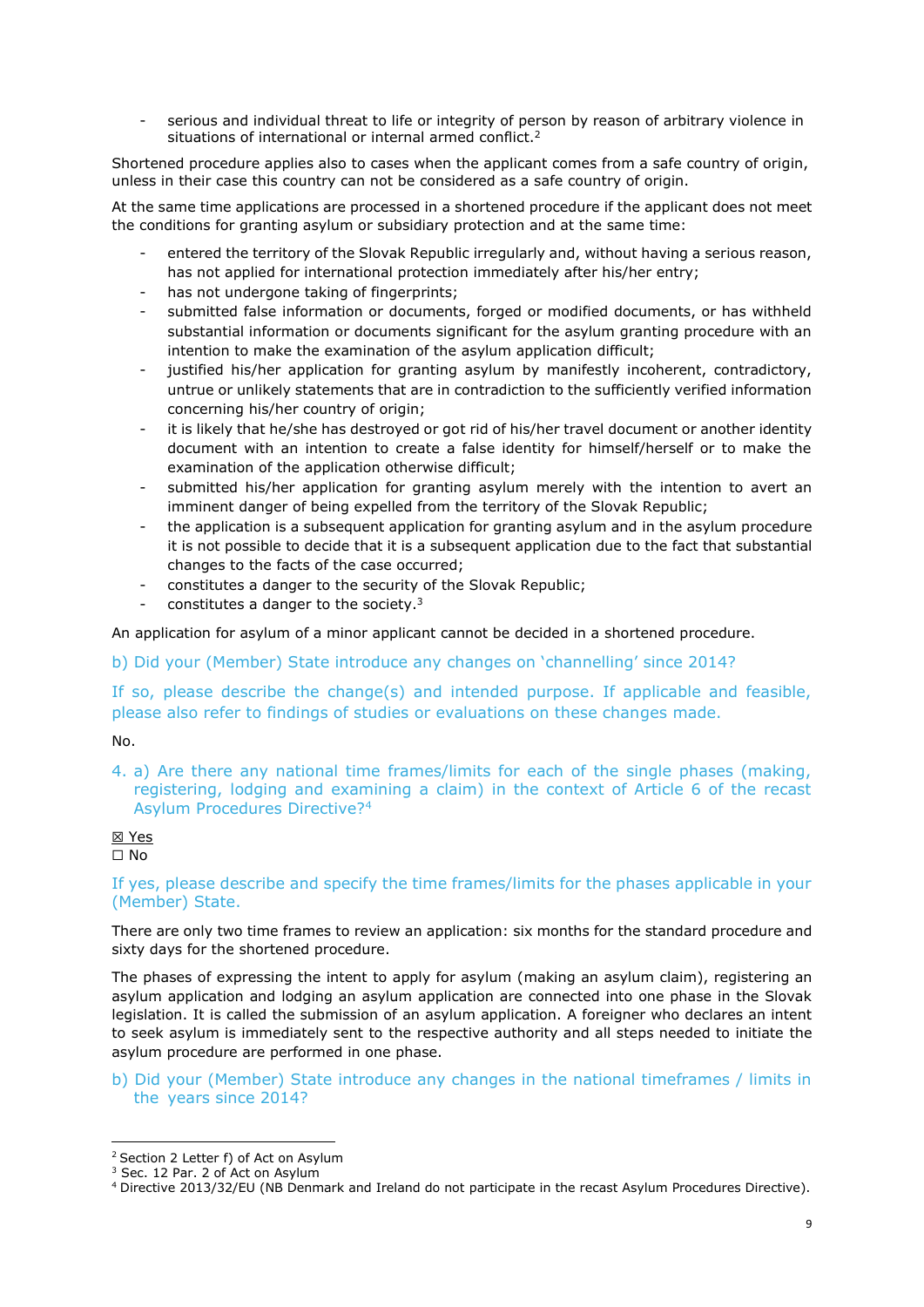- serious and individual threat to life or integrity of person by reason of arbitrary violence in situations of international or internal armed conflict.[2]

Shortened procedure applies also to cases when the applicant comes from a safe country of origin, unless in their case this country can not be considered as a safe country of origin.

At the same time applications are processed in a shortened procedure if the applicant does not meet the conditions for granting asylum or subsidiary protection and at the same time:

- entered the territory of the Slovak Republic irregularly and, without having a serious reason, has not applied for international protection immediately after his/her entry;
- has not undergone taking of fingerprints;
- submitted false information or documents, forged or modified documents, or has withheld substantial information or documents significant for the asylum granting procedure with an intention to make the examination of the asylum application difficult;
- justified his/her application for granting asylum by manifestly incoherent, contradictory, untrue or unlikely statements that are in contradiction to the sufficiently verified information concerning his/her country of origin;
- it is likely that he/she has destroyed or got rid of his/her travel document or another identity document with an intention to create a false identity for himself/herself or to make the examination of the application otherwise difficult;
- submitted his/her application for granting asylum merely with the intention to avert an imminent danger of being expelled from the territory of the Slovak Republic;
- the application is a subsequent application for granting asylum and in the asylum procedure it is not possible to decide that it is a subsequent application due to the fact that substantial changes to the facts of the case occurred;
- constitutes a danger to the security of the Slovak Republic;
- constitutes a danger to the society.[3]

An application for asylum of a minor applicant cannot be decided in a shortened procedure.

b) Did your (Member) State introduce any changes on 'channelling' since 2014?

If so, please describe the change(s) and intended purpose. If applicable and feasible, please also refer to findings of studies or evaluations on these changes made.

No.

4. a) Are there any national time frames/limits for each of the single phases (making, registering, lodging and examining a claim) in the context of Article 6 of the recast Asylum Procedures Directive?[4]

☒ Yes
☐ No

If yes, please describe and specify the time frames/limits for the phases applicable in your (Member) State.

There are only two time frames to review an application: six months for the standard procedure and sixty days for the shortened procedure.

The phases of expressing the intent to apply for asylum (making an asylum claim), registering an asylum application and lodging an asylum application are connected into one phase in the Slovak legislation. It is called the submission of an asylum application. A foreigner who declares an intent to seek asylum is immediately sent to the respective authority and all steps needed to initiate the asylum procedure are performed in one phase.

b) Did your (Member) State introduce any changes in the national timeframes / limits in the years since 2014?

---

[2] Section 2 Letter f) of Act on Asylum
[3] Sec. 12 Par. 2 of Act on Asylum
[4] Directive 2013/32/EU (NB Denmark and Ireland do not participate in the recast Asylum Procedures Directive).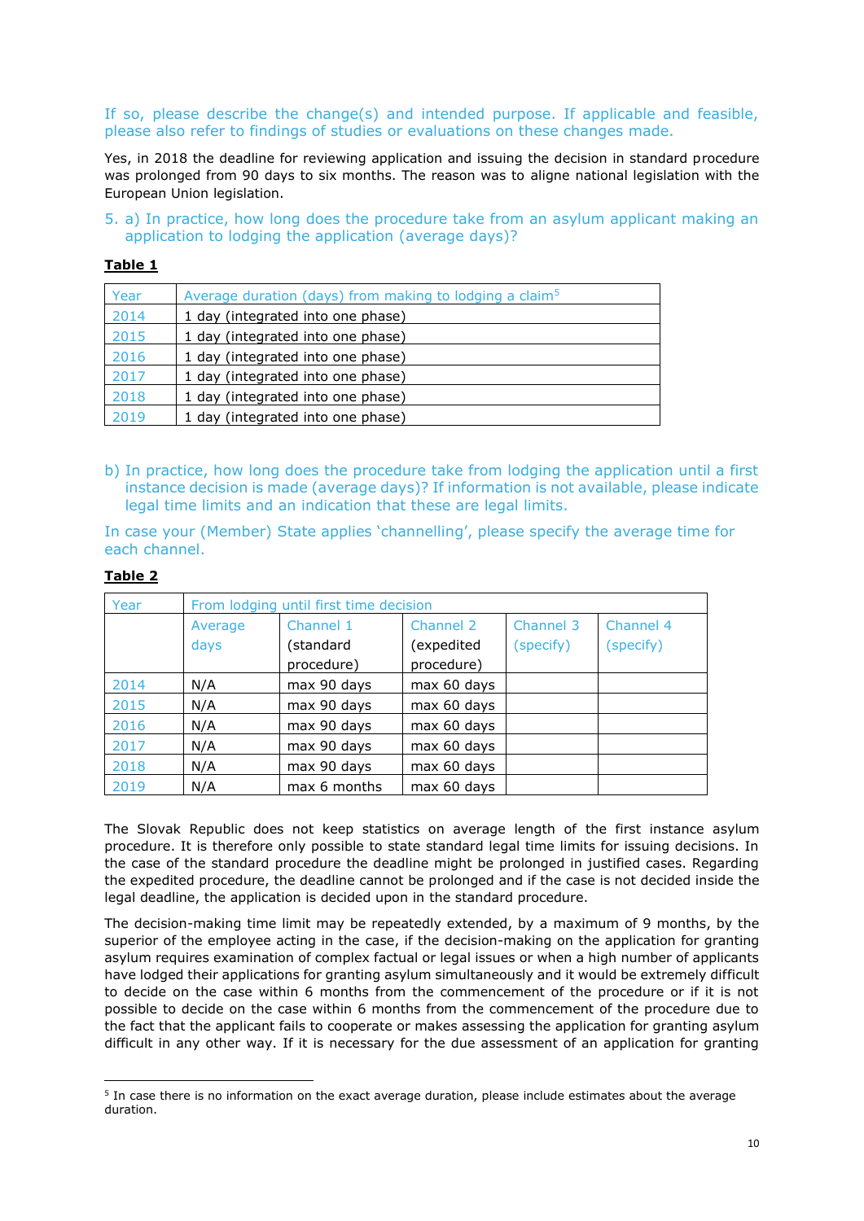If so, please describe the change(s) and intended purpose. If applicable and feasible, please also refer to findings of studies or evaluations on these changes made.

Yes, in 2018 the deadline for reviewing application and issuing the decision in standard procedure was prolonged from 90 days to six months. The reason was to aligne national legislation with the European Union legislation.

5. a) In practice, how long does the procedure take from an asylum applicant making an application to lodging the application (average days)?

**Table 1**

| Year | Average duration (days) from making to lodging a claim[5] |
|---|---|
| 2014 | 1 day (integrated into one phase) |
| 2015 | 1 day (integrated into one phase) |
| 2016 | 1 day (integrated into one phase) |
| 2017 | 1 day (integrated into one phase) |
| 2018 | 1 day (integrated into one phase) |
| 2019 | 1 day (integrated into one phase) |

b) In practice, how long does the procedure take from lodging the application until a first instance decision is made (average days)? If information is not available, please indicate legal time limits and an indication that these are legal limits.

In case your (Member) State applies 'channelling', please specify the average time for each channel.

**Table 2**

| Year | From lodging until first time decision | | | | |
|---|---|---|---|---|---|
| | Average days | Channel 1 (standard procedure) | Channel 2 (expedited procedure) | Channel 3 (specify) | Channel 4 (specify) |
| 2014 | N/A | max 90 days | max 60 days | | |
| 2015 | N/A | max 90 days | max 60 days | | |
| 2016 | N/A | max 90 days | max 60 days | | |
| 2017 | N/A | max 90 days | max 60 days | | |
| 2018 | N/A | max 90 days | max 60 days | | |
| 2019 | N/A | max 6 months | max 60 days | | |

The Slovak Republic does not keep statistics on average length of the first instance asylum procedure. It is therefore only possible to state standard legal time limits for issuing decisions. In the case of the standard procedure the deadline might be prolonged in justified cases. Regarding the expedited procedure, the deadline cannot be prolonged and if the case is not decided inside the legal deadline, the application is decided upon in the standard procedure.

The decision-making time limit may be repeatedly extended, by a maximum of 9 months, by the superior of the employee acting in the case, if the decision-making on the application for granting asylum requires examination of complex factual or legal issues or when a high number of applicants have lodged their applications for granting asylum simultaneously and it would be extremely difficult to decide on the case within 6 months from the commencement of the procedure or if it is not possible to decide on the case within 6 months from the commencement of the procedure due to the fact that the applicant fails to cooperate or makes assessing the application for granting asylum difficult in any other way. If it is necessary for the due assessment of an application for granting

[5] In case there is no information on the exact average duration, please include estimates about the average duration.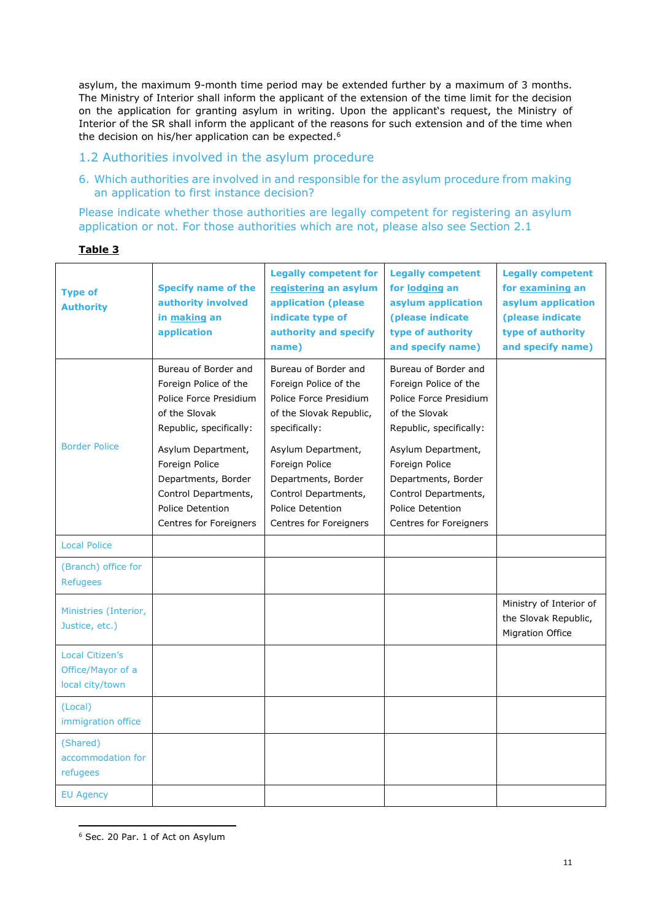asylum, the maximum 9-month time period may be extended further by a maximum of 3 months. The Ministry of Interior shall inform the applicant of the extension of the time limit for the decision on the application for granting asylum in writing. Upon the applicant's request, the Ministry of Interior of the SR shall inform the applicant of the reasons for such extension and of the time when the decision on his/her application can be expected.[6]

## 1.2 Authorities involved in the asylum procedure

6. Which authorities are involved in and responsible for the asylum procedure from making an application to first instance decision?

Please indicate whether those authorities are legally competent for registering an asylum application or not. For those authorities which are not, please also see Section 2.1

**Table 3**

| Type of Authority | Specify name of the authority involved in <u>making</u> an application | Legally competent for <u>registering</u> an asylum application (please indicate type of authority and specify name) | Legally competent for <u>lodging</u> an asylum application (please indicate type of authority and specify name) | Legally competent for <u>examining</u> an asylum application (please indicate type of authority and specify name) |
|---|---|---|---|---|
| Border Police | Bureau of Border and Foreign Police of the Police Force Presidium of the Slovak Republic, specifically: Asylum Department, Foreign Police Departments, Border Control Departments, Police Detention Centres for Foreigners | Bureau of Border and Foreign Police of the Police Force Presidium of the Slovak Republic, specifically: Asylum Department, Foreign Police Departments, Border Control Departments, Police Detention Centres for Foreigners | Bureau of Border and Foreign Police of the Police Force Presidium of the Slovak Republic, specifically: Asylum Department, Foreign Police Departments, Border Control Departments, Police Detention Centres for Foreigners | |
| Local Police | | | | |
| (Branch) office for Refugees | | | | |
| Ministries (Interior, Justice, etc.) | | | | Ministry of Interior of the Slovak Republic, Migration Office |
| Local Citizen's Office/Mayor of a local city/town | | | | |
| (Local) immigration office | | | | |
| (Shared) accommodation for refugees | | | | |
| EU Agency | | | | |

[6] Sec. 20 Par. 1 of Act on Asylum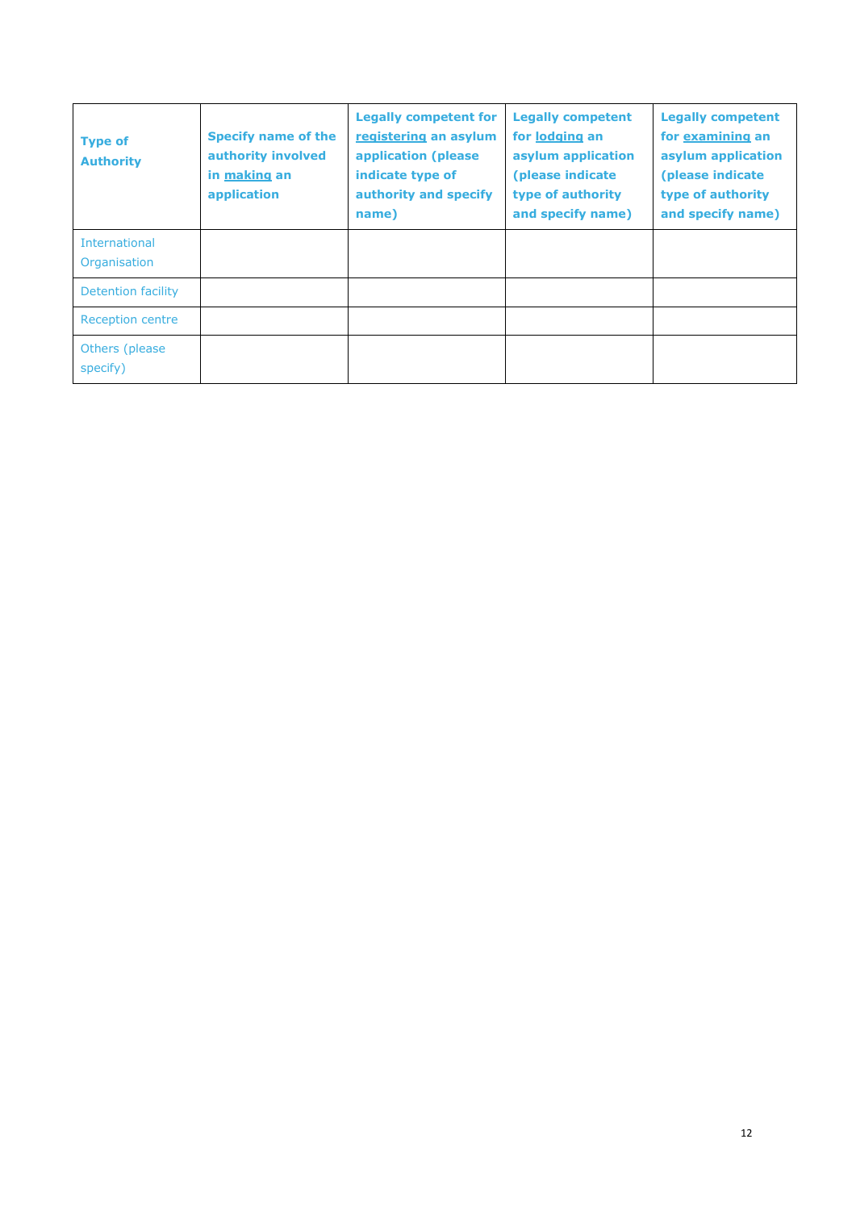| Type of Authority | Specify name of the authority involved in making an application | Legally competent for registering an asylum application (please indicate type of authority and specify name) | Legally competent for lodging an asylum application (please indicate type of authority and specify name) | Legally competent for examining an asylum application (please indicate type of authority and specify name) |
|---|---|---|---|---|
| International Organisation | | | | |
| Detention facility | | | | |
| Reception centre | | | | |
| Others (please specify) | | | | |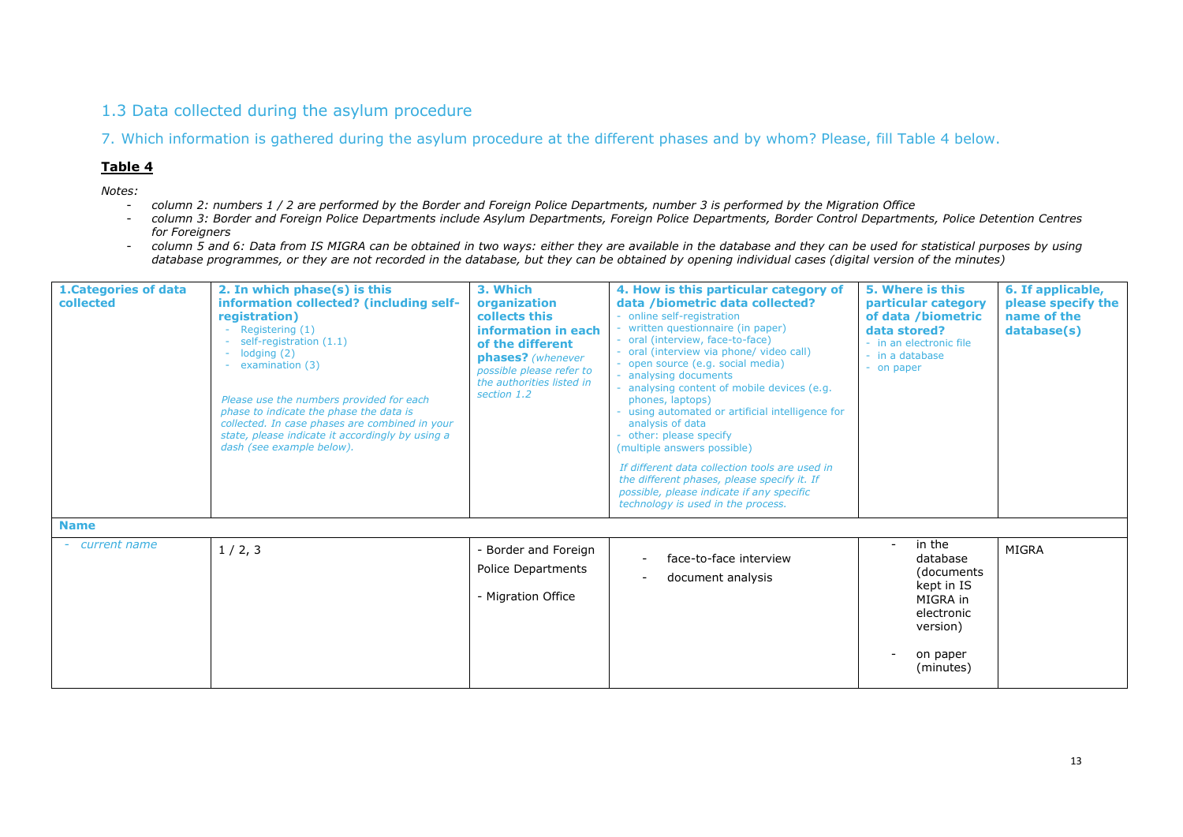## 1.3 Data collected during the asylum procedure

### 7. Which information is gathered during the asylum procedure at the different phases and by whom? Please, fill Table 4 below.

**Table 4**

*Notes:*

- *column 2: numbers 1 / 2 are performed by the Border and Foreign Police Departments, number 3 is performed by the Migration Office*
- *column 3: Border and Foreign Police Departments include Asylum Departments, Foreign Police Departments, Border Control Departments, Police Detention Centres for Foreigners*
- *column 5 and 6: Data from IS MIGRA can be obtained in two ways: either they are available in the database and they can be used for statistical purposes by using database programmes, or they are not recorded in the database, but they can be obtained by opening individual cases (digital version of the minutes)*

| **1.Categories of data collected** | **2. In which phase(s) is this information collected? (including self-registration)**<br>- Registering (1)<br>- self-registration (1.1)<br>- lodging (2)<br>- examination (3)<br><br>*Please use the numbers provided for each phase to indicate the phase the data is collected. In case phases are combined in your state, please indicate it accordingly by using a dash (see example below).* | **3. Which organization collects this information in each of the different phases?** *(whenever possible please refer to the authorities listed in section 1.2* | **4. How is this particular category of data /biometric data collected?**<br>- online self-registration<br>- written questionnaire (in paper)<br>- oral (interview, face-to-face)<br>- oral (interview via phone/ video call)<br>- open source (e.g. social media)<br>- analysing documents<br>- analysing content of mobile devices (e.g. phones, laptops)<br>- using automated or artificial intelligence for analysis of data<br>- other: please specify<br>(multiple answers possible)<br><br>*If different data collection tools are used in the different phases, please specify it. If possible, please indicate if any specific technology is used in the process.* | **5. Where is this particular category of data /biometric data stored?**<br>- in an electronic file<br>- in a database<br>- on paper | **6. If applicable, please specify the name of the database(s)** |
|---|---|---|---|---|---|
| **Name** | | | | | |
| - *current name* | 1 / 2, 3 | - Border and Foreign Police Departments<br><br>- Migration Office | - face-to-face interview<br>- document analysis | - in the database (documents kept in IS MIGRA in electronic version)<br><br>- on paper (minutes) | MIGRA |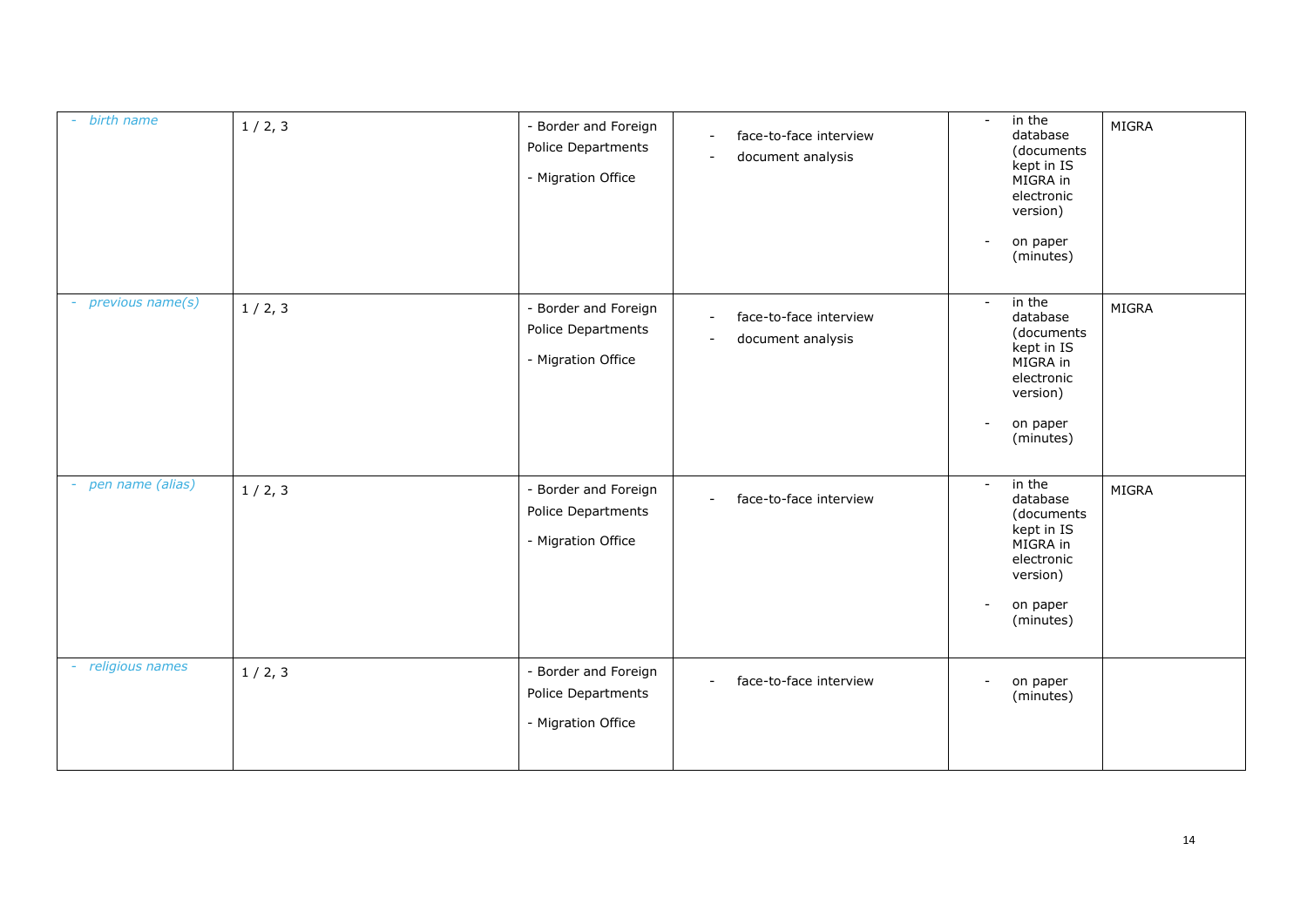| - *birth name* | 1 / 2, 3 | - Border and Foreign Police Departments<br>- Migration Office | - face-to-face interview<br>- document analysis | - in the database (documents kept in IS MIGRA in electronic version)<br>- on paper (minutes) | MIGRA |
|---|---|---|---|---|---|
| - *previous name(s)* | 1 / 2, 3 | - Border and Foreign Police Departments<br>- Migration Office | - face-to-face interview<br>- document analysis | - in the database (documents kept in IS MIGRA in electronic version)<br>- on paper (minutes) | MIGRA |
| - *pen name (alias)* | 1 / 2, 3 | - Border and Foreign Police Departments<br>- Migration Office | - face-to-face interview | - in the database (documents kept in IS MIGRA in electronic version)<br>- on paper (minutes) | MIGRA |
| - *religious names* | 1 / 2, 3 | - Border and Foreign Police Departments<br>- Migration Office | - face-to-face interview | - on paper (minutes) | |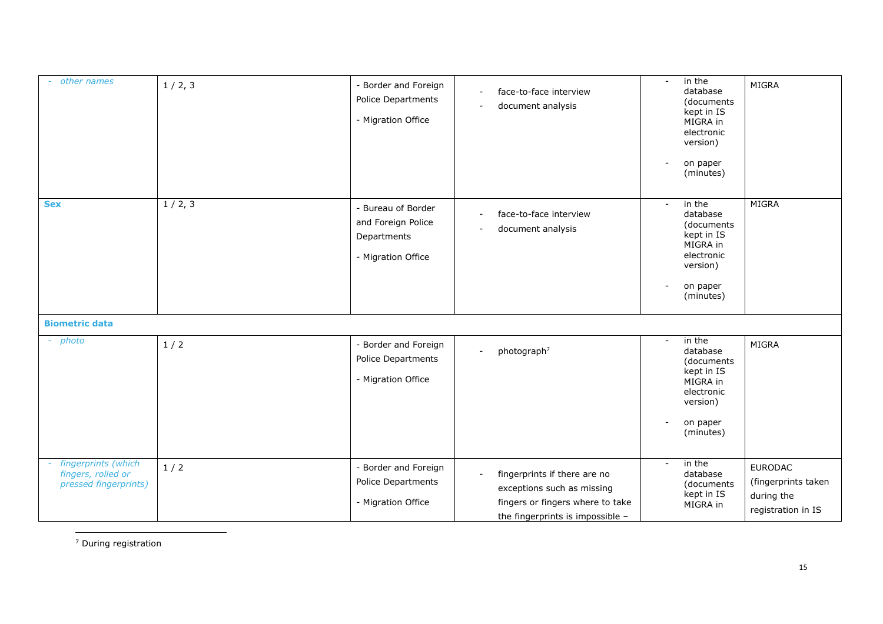| | | | | | |
|---|---|---|---|---|---|
| - *other names* | 1 / 2, 3 | - Border and Foreign Police Departments<br>- Migration Office | - face-to-face interview<br>- document analysis | - in the database (documents kept in IS MIGRA in electronic version)<br>- on paper (minutes) | MIGRA |
| **Sex** | 1 / 2, 3 | - Bureau of Border and Foreign Police Departments<br>- Migration Office | - face-to-face interview<br>- document analysis | - in the database (documents kept in IS MIGRA in electronic version)<br>- on paper (minutes) | MIGRA |
| **Biometric data** | | | | | |
| - *photo* | 1 / 2 | - Border and Foreign Police Departments<br>- Migration Office | - photograph[7] | - in the database (documents kept in IS MIGRA in electronic version)<br>- on paper (minutes) | MIGRA |
| - *fingerprints (which fingers, rolled or pressed fingerprints)* | 1 / 2 | - Border and Foreign Police Departments<br>- Migration Office | - fingerprints if there are no exceptions such as missing fingers or fingers where to take the fingerprints is impossible – | - in the database (documents kept in IS MIGRA in | EURODAC (fingerprints taken during the registration in IS |

[7] During registration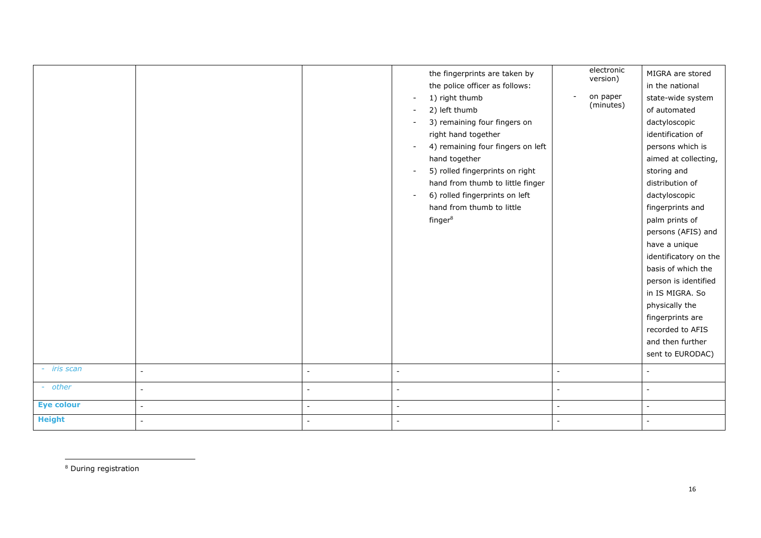| | | | | | |
|---|---|---|---|---|---|
| | | | the fingerprints are taken by the police officer as follows:<br>- 1) right thumb<br>- 2) left thumb<br>- 3) remaining four fingers on right hand together<br>- 4) remaining four fingers on left hand together<br>- 5) rolled fingerprints on right hand from thumb to little finger<br>- 6) rolled fingerprints on left hand from thumb to little finger[8] | electronic version)<br>- on paper (minutes) | MIGRA are stored in the national state-wide system of automated dactyloscopic identification of persons which is aimed at collecting, storing and distribution of dactyloscopic fingerprints and palm prints of persons (AFIS) and have a unique identificatory on the basis of which the person is identified in IS MIGRA. So physically the fingerprints are recorded to AFIS and then further sent to EURODAC) |
| - *iris scan* | - | - | - | - | - |
| - *other* | - | - | - | - | - |
| **Eye colour** | - | - | - | - | - |
| **Height** | - | - | - | - | - |

[8] During registration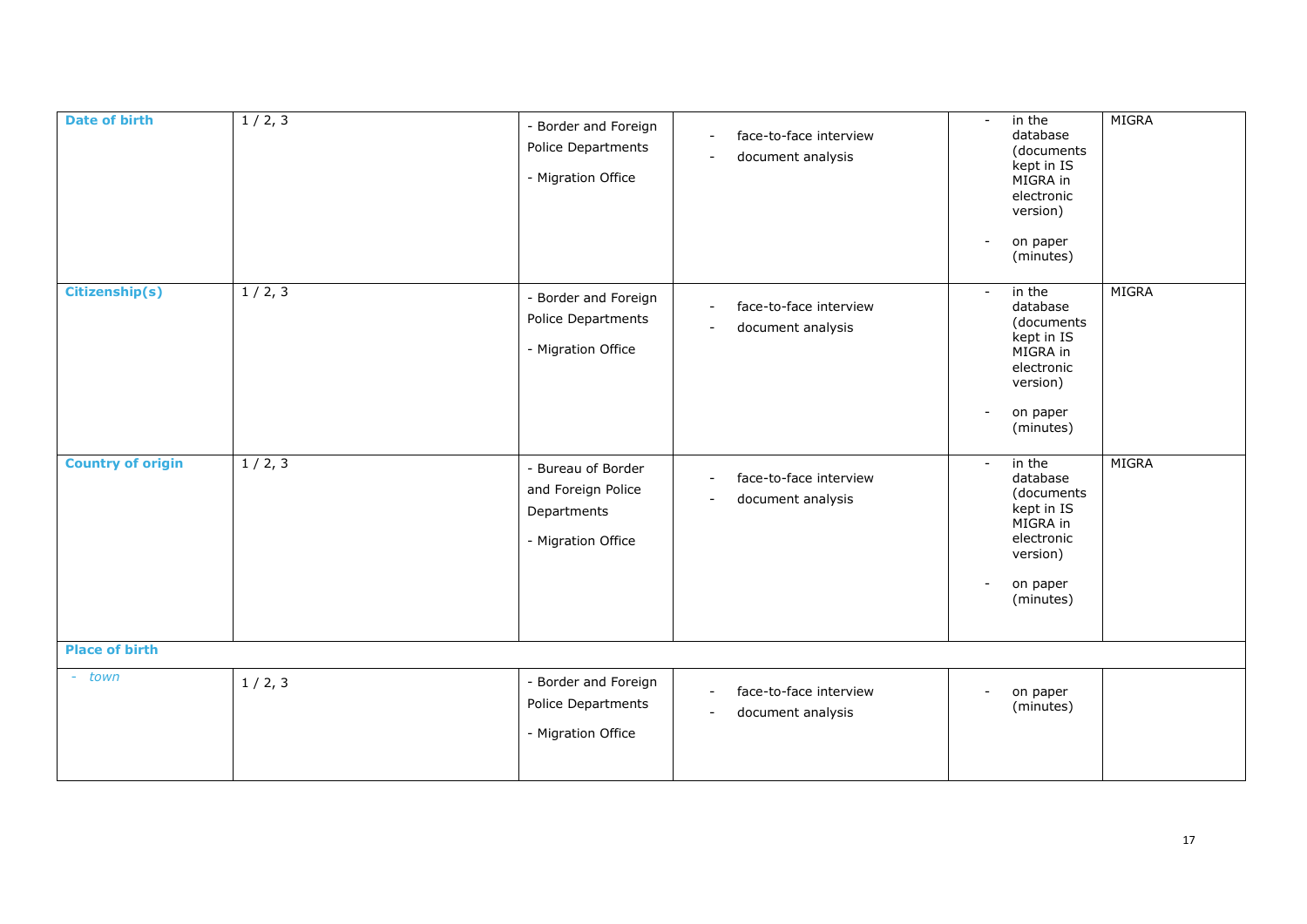| | | | | | |
|---|---|---|---|---|---|
| **Date of birth** | 1 / 2, 3 | - Border and Foreign Police Departments<br>- Migration Office | - face-to-face interview<br>- document analysis | - in the database (documents kept in IS MIGRA in electronic version)<br>- on paper (minutes) | MIGRA |
| **Citizenship(s)** | 1 / 2, 3 | - Border and Foreign Police Departments<br>- Migration Office | - face-to-face interview<br>- document analysis | - in the database (documents kept in IS MIGRA in electronic version)<br>- on paper (minutes) | MIGRA |
| **Country of origin** | 1 / 2, 3 | - Bureau of Border and Foreign Police Departments<br>- Migration Office | - face-to-face interview<br>- document analysis | - in the database (documents kept in IS MIGRA in electronic version)<br>- on paper (minutes) | MIGRA |
| **Place of birth** | | | | | |
| - *town* | 1 / 2, 3 | - Border and Foreign Police Departments<br>- Migration Office | - face-to-face interview<br>- document analysis | - on paper (minutes) | |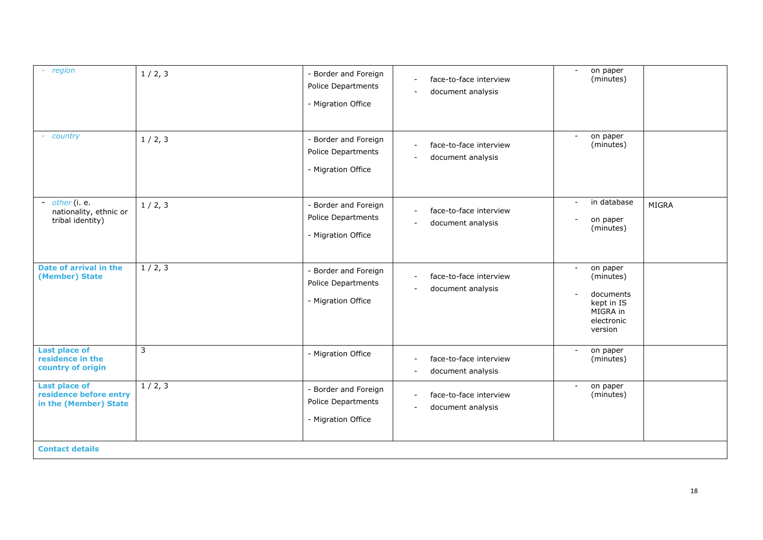| | | | | | |
|---|---|---|---|---|---|
| - *region* | 1 / 2, 3 | - Border and Foreign Police Departments<br>- Migration Office | - face-to-face interview<br>- document analysis | - on paper (minutes) | |
| - *country* | 1 / 2, 3 | - Border and Foreign Police Departments<br>- Migration Office | - face-to-face interview<br>- document analysis | - on paper (minutes) | |
| - *other* (i. e. nationality, ethnic or tribal identity) | 1 / 2, 3 | - Border and Foreign Police Departments<br>- Migration Office | - face-to-face interview<br>- document analysis | - in database<br>- on paper (minutes) | MIGRA |
| **Date of arrival in the (Member) State** | 1 / 2, 3 | - Border and Foreign Police Departments<br>- Migration Office | - face-to-face interview<br>- document analysis | - on paper (minutes)<br>- documents kept in IS MIGRA in electronic version | |
| **Last place of residence in the country of origin** | 3 | - Migration Office | - face-to-face interview<br>- document analysis | - on paper (minutes) | |
| **Last place of residence before entry in the (Member) State** | 1 / 2, 3 | - Border and Foreign Police Departments<br>- Migration Office | - face-to-face interview<br>- document analysis | - on paper (minutes) | |
| **Contact details** | | | | | |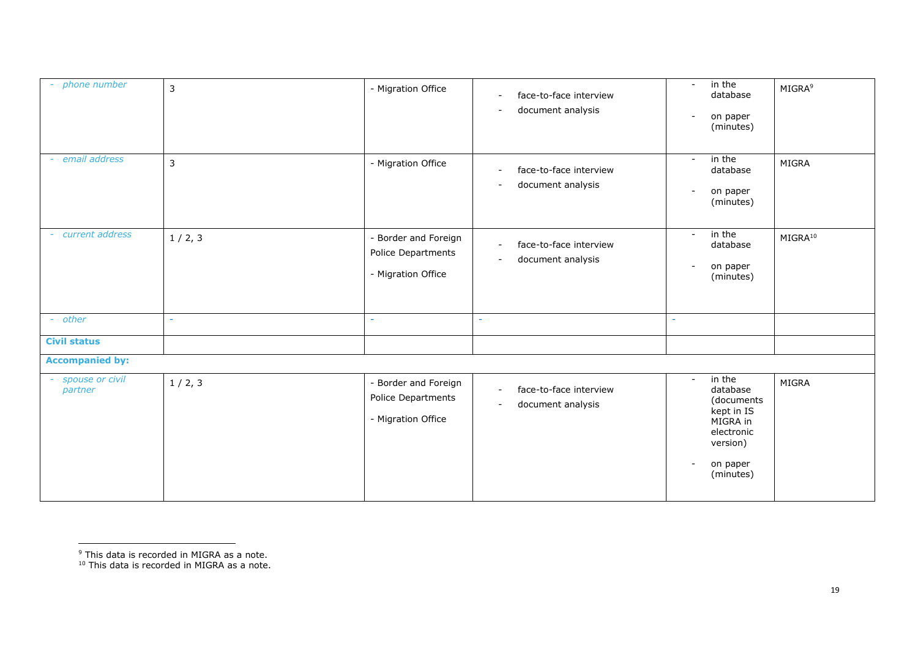| | | | | | |
|---|---|---|---|---|---|
| - *phone number* | 3 | - Migration Office | - face-to-face interview<br>- document analysis | - in the database<br>- on paper (minutes) | MIGRA[9] |
| - *email address* | 3 | - Migration Office | - face-to-face interview<br>- document analysis | - in the database<br>- on paper (minutes) | MIGRA |
| - *current address* | 1 / 2, 3 | - Border and Foreign Police Departments<br>- Migration Office | - face-to-face interview<br>- document analysis | - in the database<br>- on paper (minutes) | MIGRA[10] |
| - *other* | - | - | - | - | |
| **Civil status** | | | | | |
| **Accompanied by:** | | | | | |
| - *spouse or civil partner* | 1 / 2, 3 | - Border and Foreign Police Departments<br>- Migration Office | - face-to-face interview<br>- document analysis | - in the database (documents kept in IS MIGRA in electronic version)<br>- on paper (minutes) | MIGRA |

[9] This data is recorded in MIGRA as a note.
[10] This data is recorded in MIGRA as a note.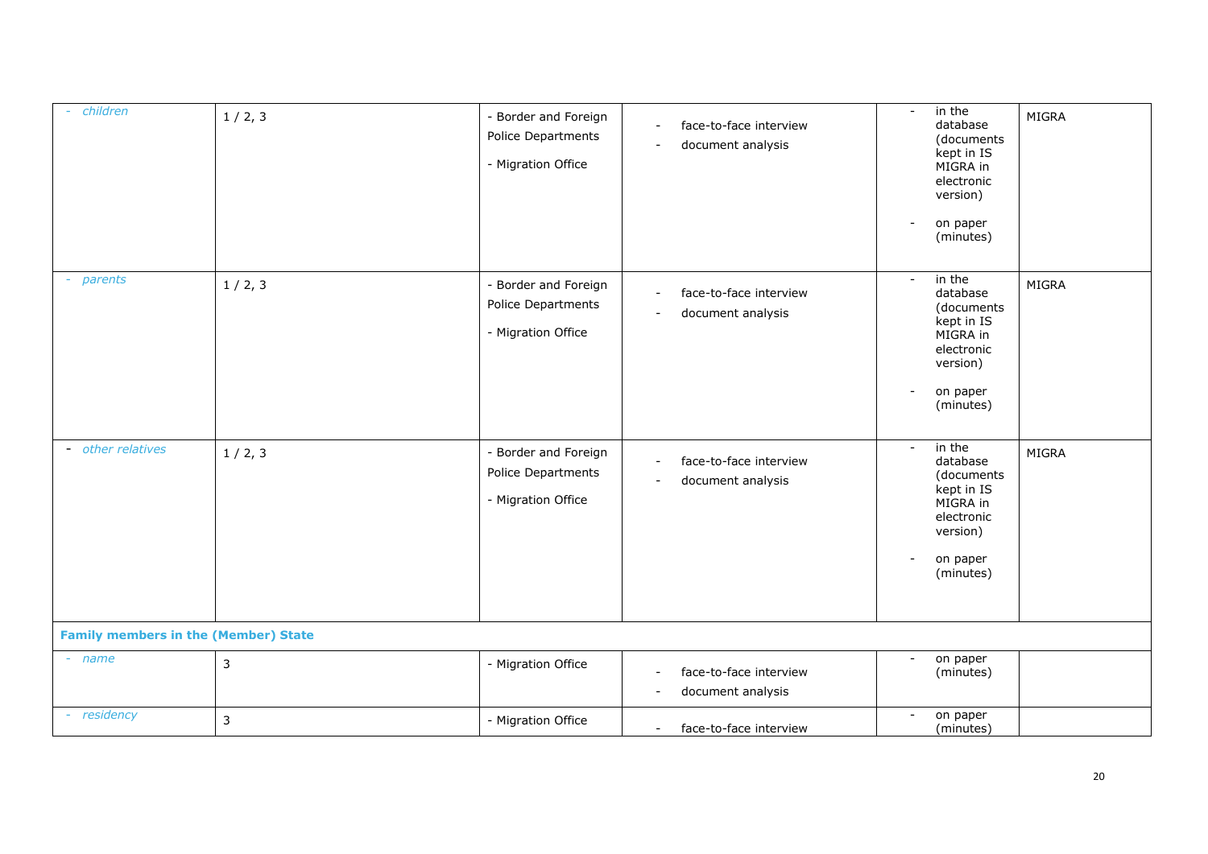| | | | | | |
|---|---|---|---|---|---|
| - *children* | 1 / 2, 3 | - Border and Foreign Police Departments<br>- Migration Office | - face-to-face interview<br>- document analysis | - in the database (documents kept in IS MIGRA in electronic version)<br>- on paper (minutes) | MIGRA |
| - *parents* | 1 / 2, 3 | - Border and Foreign Police Departments<br>- Migration Office | - face-to-face interview<br>- document analysis | - in the database (documents kept in IS MIGRA in electronic version)<br>- on paper (minutes) | MIGRA |
| - *other relatives* | 1 / 2, 3 | - Border and Foreign Police Departments<br>- Migration Office | - face-to-face interview<br>- document analysis | - in the database (documents kept in IS MIGRA in electronic version)<br>- on paper (minutes) | MIGRA |
| **Family members in the (Member) State** | | | | | |
| - *name* | 3 | - Migration Office | - face-to-face interview<br>- document analysis | - on paper (minutes) | |
| - *residency* | 3 | - Migration Office | - face-to-face interview | - on paper (minutes) | |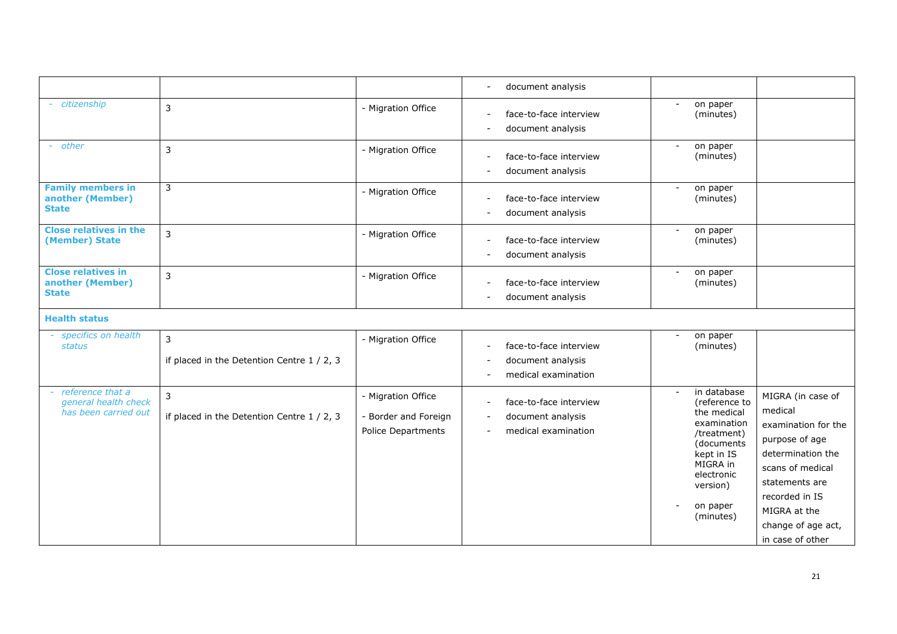| | | | | | |
|---|---|---|---|---|---|
| | | | - document analysis | | |
| *- citizenship* | 3 | - Migration Office | - face-to-face interview<br>- document analysis | - on paper (minutes) | |
| *- other* | 3 | - Migration Office | - face-to-face interview<br>- document analysis | - on paper (minutes) | |
| **Family members in another (Member) State** | 3 | - Migration Office | - face-to-face interview<br>- document analysis | - on paper (minutes) | |
| **Close relatives in the (Member) State** | 3 | - Migration Office | - face-to-face interview<br>- document analysis | - on paper (minutes) | |
| **Close relatives in another (Member) State** | 3 | - Migration Office | - face-to-face interview<br>- document analysis | - on paper (minutes) | |
| **Health status** | | | | | |
| *- specifics on health status* | 3<br>if placed in the Detention Centre 1 / 2, 3 | - Migration Office | - face-to-face interview<br>- document analysis<br>- medical examination | - on paper (minutes) | |
| *- reference that a general health check has been carried out* | 3<br>if placed in the Detention Centre 1 / 2, 3 | - Migration Office<br>- Border and Foreign Police Departments | - face-to-face interview<br>- document analysis<br>- medical examination | - in database (reference to the medical examination /treatment) (documents kept in IS MIGRA in electronic version)<br>- on paper (minutes) | MIGRA (in case of medical examination for the purpose of age determination the scans of medical statements are recorded in IS MIGRA at the change of age act, in case of other |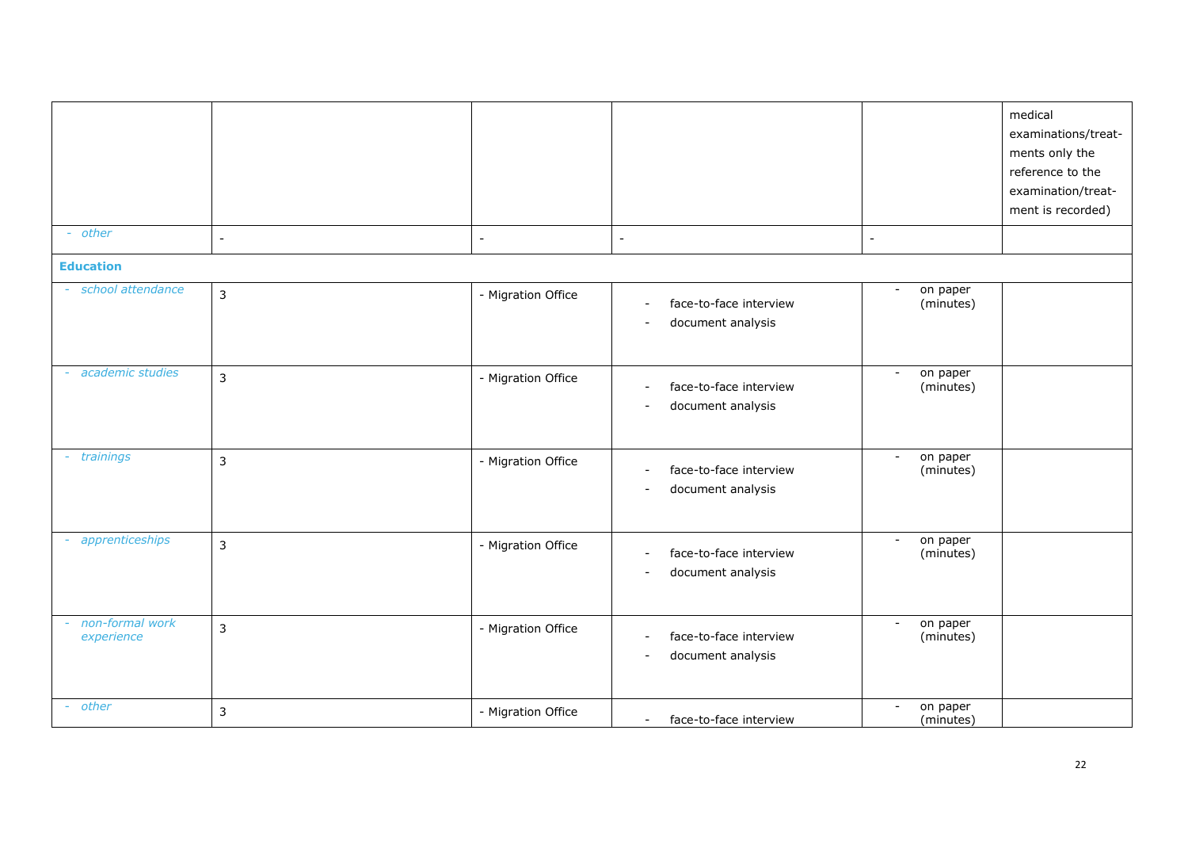| | | | | | |
|---|---|---|---|---|---|
| | | | | | medical examinations/treatments only the reference to the examination/treatment is recorded) |
| - *other* | - | - | - | - | |
| **Education** | | | | | |
| - *school attendance* | 3 | - Migration Office | - face-to-face interview<br>- document analysis | - on paper (minutes) | |
| - *academic studies* | 3 | - Migration Office | - face-to-face interview<br>- document analysis | - on paper (minutes) | |
| - *trainings* | 3 | - Migration Office | - face-to-face interview<br>- document analysis | - on paper (minutes) | |
| - *apprenticeships* | 3 | - Migration Office | - face-to-face interview<br>- document analysis | - on paper (minutes) | |
| - *non-formal work experience* | 3 | - Migration Office | - face-to-face interview<br>- document analysis | - on paper (minutes) | |
| - *other* | 3 | - Migration Office | - face-to-face interview | - on paper (minutes) | |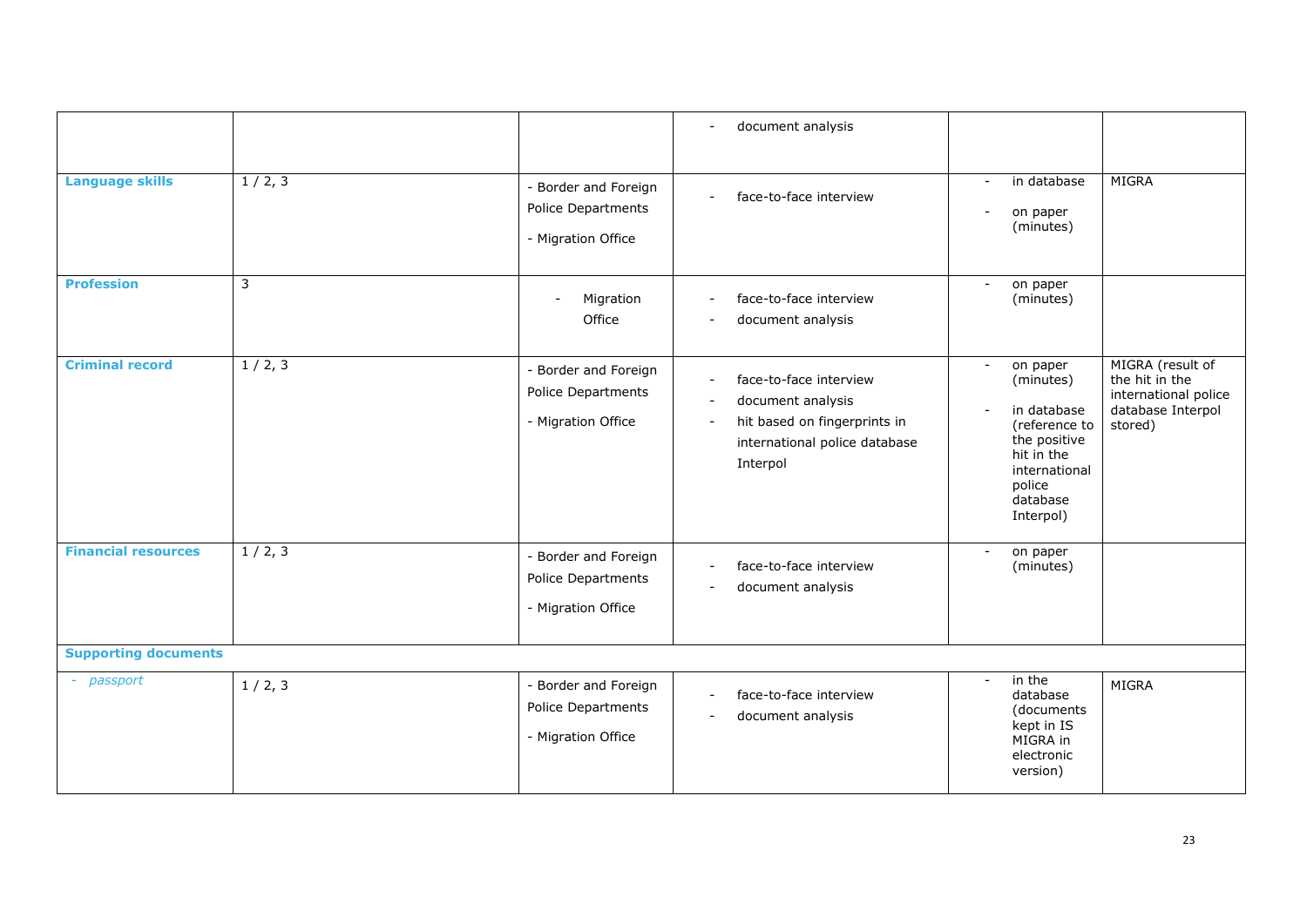| | | | | | |
|---|---|---|---|---|---|
| | | | - document analysis | | |
| **Language skills** | 1 / 2, 3 | - Border and Foreign Police Departments<br>- Migration Office | - face-to-face interview | - in database<br>- on paper (minutes) | MIGRA |
| **Profession** | 3 | - Migration Office | - face-to-face interview<br>- document analysis | - on paper (minutes) | |
| **Criminal record** | 1 / 2, 3 | - Border and Foreign Police Departments<br>- Migration Office | - face-to-face interview<br>- document analysis<br>- hit based on fingerprints in international police database Interpol | - on paper (minutes)<br>- in database (reference to the positive hit in the international police database Interpol) | MIGRA (result of the hit in the international police database Interpol stored) |
| **Financial resources** | 1 / 2, 3 | - Border and Foreign Police Departments<br>- Migration Office | - face-to-face interview<br>- document analysis | - on paper (minutes) | |
| **Supporting documents** | | | | | |
| - *passport* | 1 / 2, 3 | - Border and Foreign Police Departments<br>- Migration Office | - face-to-face interview<br>- document analysis | - in the database (documents kept in IS MIGRA in electronic version) | MIGRA |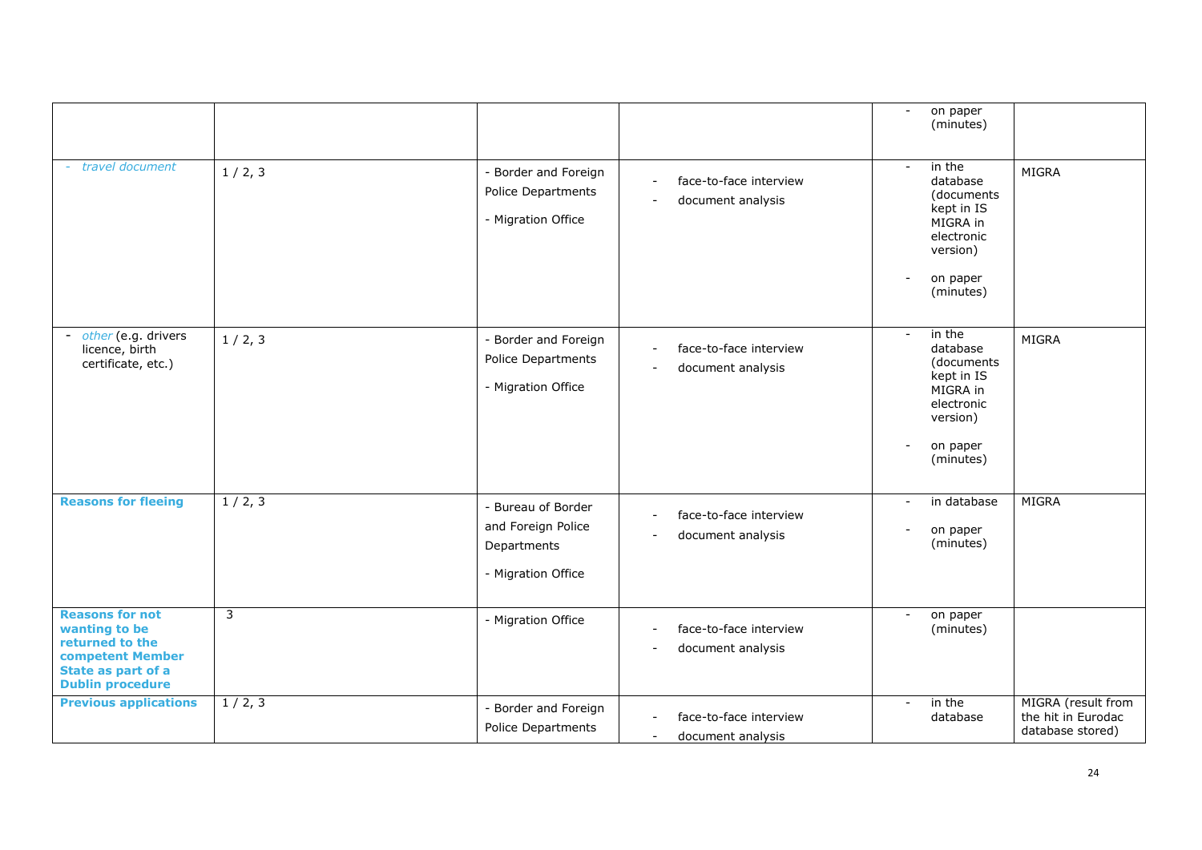| | | | | | |
|---|---|---|---|---|---|
| | | | | - on paper (minutes) | |
| - *travel document* | 1 / 2, 3 | - Border and Foreign Police Departments<br>- Migration Office | - face-to-face interview<br>- document analysis | - in the database (documents kept in IS MIGRA in electronic version)<br>- on paper (minutes) | MIGRA |
| - *other* (e.g. drivers licence, birth certificate, etc.) | 1 / 2, 3 | - Border and Foreign Police Departments<br>- Migration Office | - face-to-face interview<br>- document analysis | - in the database (documents kept in IS MIGRA in electronic version)<br>- on paper (minutes) | MIGRA |
| **Reasons for fleeing** | 1 / 2, 3 | - Bureau of Border and Foreign Police Departments<br>- Migration Office | - face-to-face interview<br>- document analysis | - in database<br>- on paper (minutes) | MIGRA |
| **Reasons for not wanting to be returned to the competent Member State as part of a Dublin procedure** | 3 | - Migration Office | - face-to-face interview<br>- document analysis | - on paper (minutes) | |
| **Previous applications** | 1 / 2, 3 | - Border and Foreign Police Departments | - face-to-face interview<br>- document analysis | - in the database | MIGRA (result from the hit in Eurodac database stored) |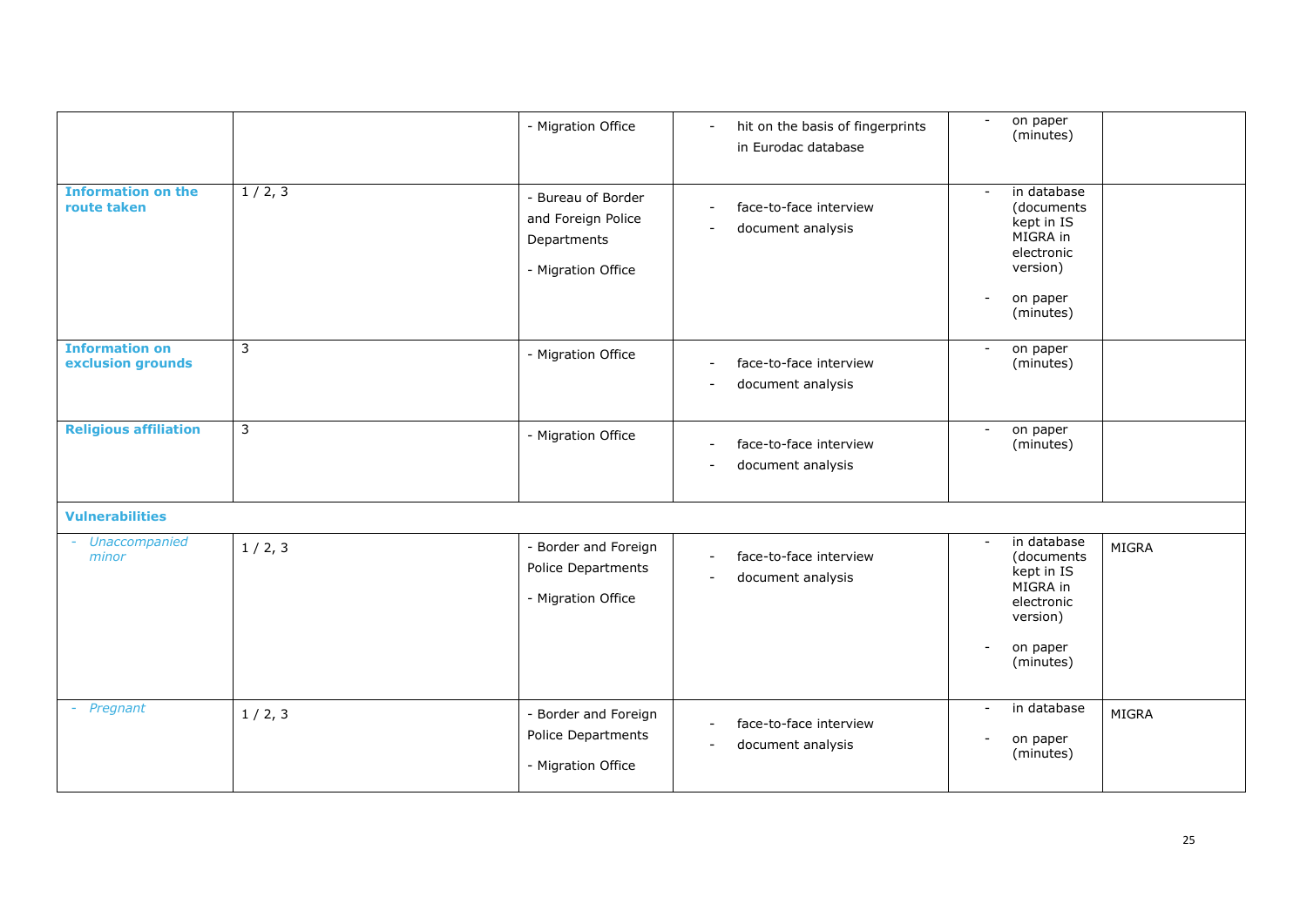| | | | | | |
|---|---|---|---|---|---|
| | | - Migration Office | - hit on the basis of fingerprints in Eurodac database | - on paper (minutes) | |
| **Information on the route taken** | 1 / 2, 3 | - Bureau of Border and Foreign Police Departments<br>- Migration Office | - face-to-face interview<br>- document analysis | - in database (documents kept in IS MIGRA in electronic version)<br>- on paper (minutes) | |
| **Information on exclusion grounds** | 3 | - Migration Office | - face-to-face interview<br>- document analysis | - on paper (minutes) | |
| **Religious affiliation** | 3 | - Migration Office | - face-to-face interview<br>- document analysis | - on paper (minutes) | |
| **Vulnerabilities** | | | | | |
| - *Unaccompanied minor* | 1 / 2, 3 | - Border and Foreign Police Departments<br>- Migration Office | - face-to-face interview<br>- document analysis | - in database (documents kept in IS MIGRA in electronic version)<br>- on paper (minutes) | MIGRA |
| - *Pregnant* | 1 / 2, 3 | - Border and Foreign Police Departments<br>- Migration Office | - face-to-face interview<br>- document analysis | - in database<br>- on paper (minutes) | MIGRA |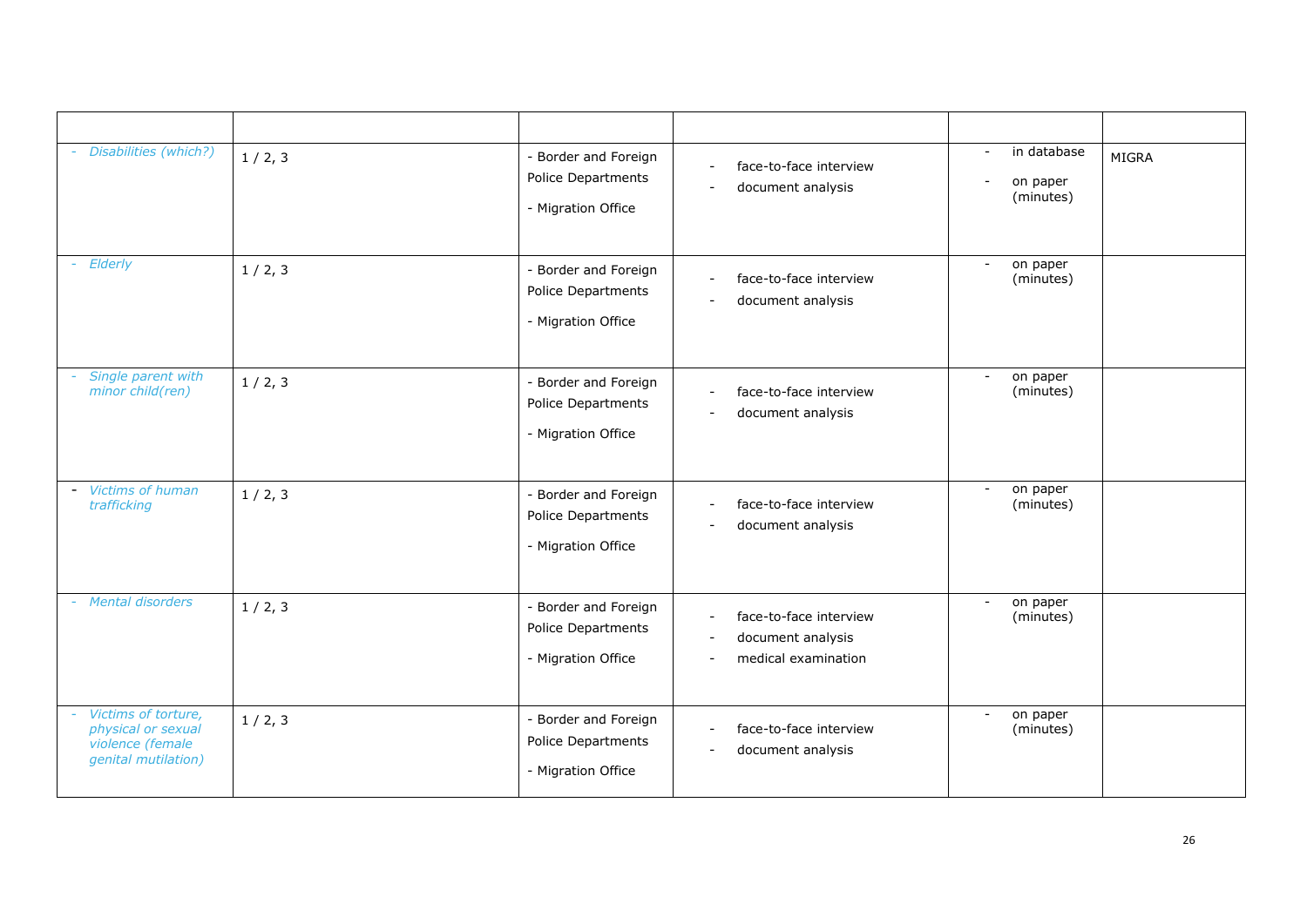| | | | | | |
|---|---|---|---|---|---|
| - *Disabilities (which?)* | 1 / 2, 3 | - Border and Foreign Police Departments<br>- Migration Office | - face-to-face interview<br>- document analysis | - in database<br>- on paper (minutes) | MIGRA |
| - *Elderly* | 1 / 2, 3 | - Border and Foreign Police Departments<br>- Migration Office | - face-to-face interview<br>- document analysis | - on paper (minutes) | |
| - *Single parent with minor child(ren)* | 1 / 2, 3 | - Border and Foreign Police Departments<br>- Migration Office | - face-to-face interview<br>- document analysis | - on paper (minutes) | |
| - *Victims of human trafficking* | 1 / 2, 3 | - Border and Foreign Police Departments<br>- Migration Office | - face-to-face interview<br>- document analysis | - on paper (minutes) | |
| - *Mental disorders* | 1 / 2, 3 | - Border and Foreign Police Departments<br>- Migration Office | - face-to-face interview<br>- document analysis<br>- medical examination | - on paper (minutes) | |
| - *Victims of torture, physical or sexual violence (female genital mutilation)* | 1 / 2, 3 | - Border and Foreign Police Departments<br>- Migration Office | - face-to-face interview<br>- document analysis | - on paper (minutes) | |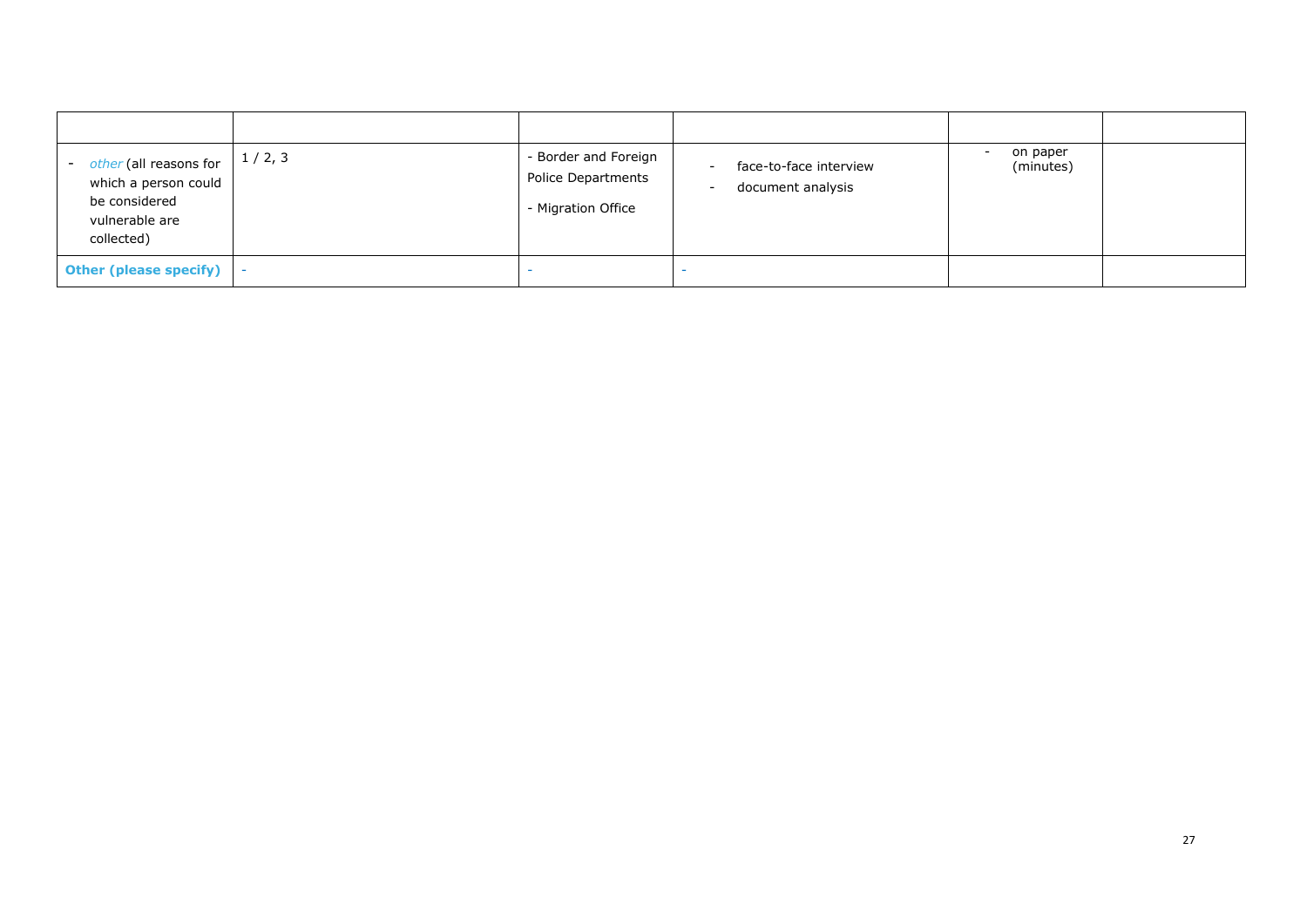| | | | | | |
|---|---|---|---|---|---|
| - *other* (all reasons for which a person could be considered vulnerable are collected) | 1 / 2, 3 | - Border and Foreign Police Departments<br>- Migration Office | - face-to-face interview<br>- document analysis | - on paper (minutes) | |
| **Other (please specify)** | - | - | - | | |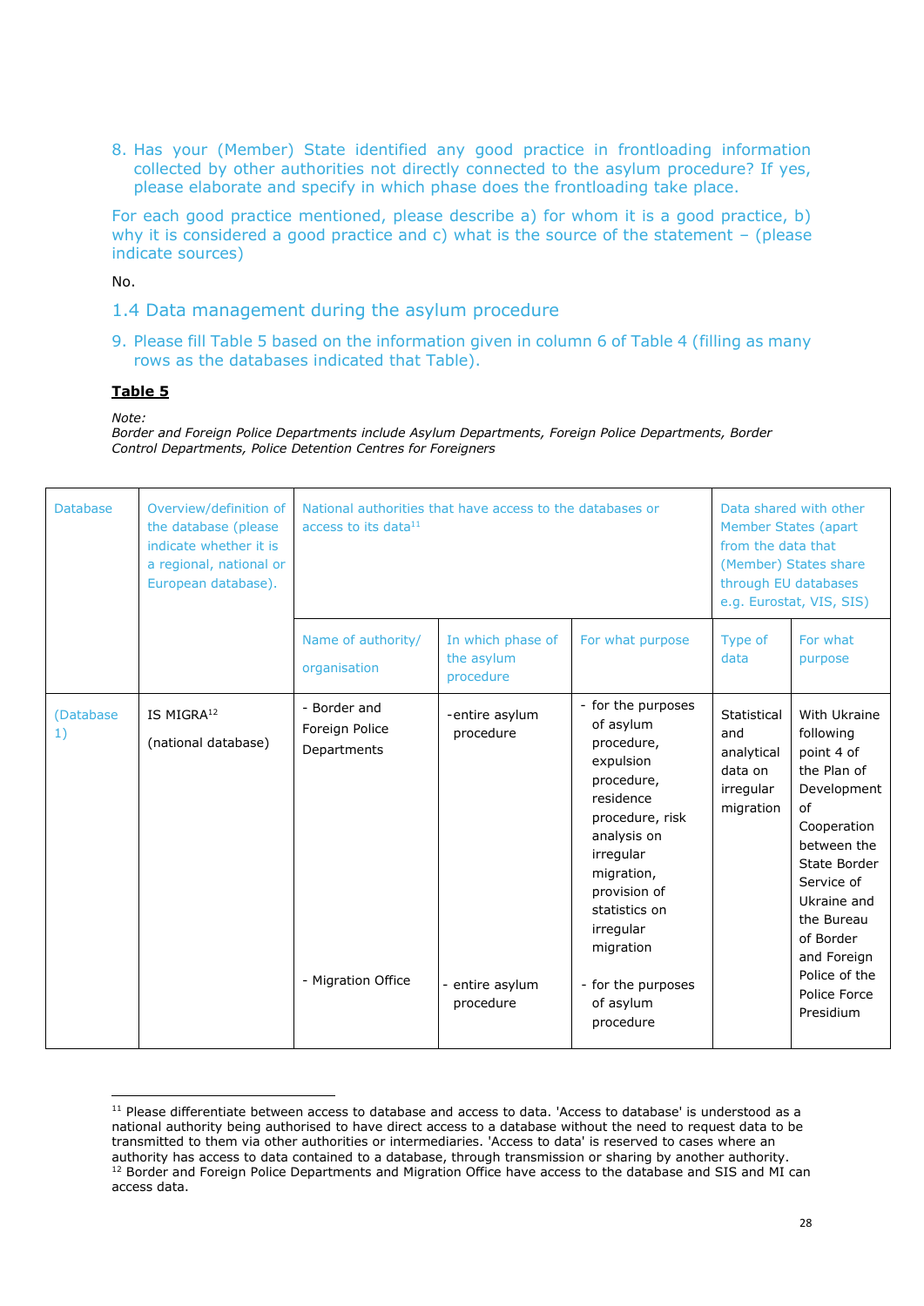8. Has your (Member) State identified any good practice in frontloading information collected by other authorities not directly connected to the asylum procedure? If yes, please elaborate and specify in which phase does the frontloading take place.

For each good practice mentioned, please describe a) for whom it is a good practice, b) why it is considered a good practice and c) what is the source of the statement – (please indicate sources)

No.

## 1.4 Data management during the asylum procedure

9. Please fill Table 5 based on the information given in column 6 of Table 4 (filling as many rows as the databases indicated that Table).

**Table 5**

*Note:*
*Border and Foreign Police Departments include Asylum Departments, Foreign Police Departments, Border Control Departments, Police Detention Centres for Foreigners*

| Database | Overview/definition of the database (please indicate whether it is a regional, national or European database). | National authorities that have access to the databases or access to its data[11] | | | Data shared with other Member States (apart from the data that (Member) States share through EU databases e.g. Eurostat, VIS, SIS) | |
|---|---|---|---|---|---|---|
| | | Name of authority/ organisation | In which phase of the asylum procedure | For what purpose | Type of data | For what purpose |
| (Database 1) | IS MIGRA[12] (national database) | - Border and Foreign Police Departments | -entire asylum procedure | - for the purposes of asylum procedure, expulsion procedure, residence procedure, risk analysis on irregular migration, provision of statistics on irregular migration | Statistical and analytical data on irregular migration | With Ukraine following point 4 of the Plan of Development of Cooperation between the State Border Service of Ukraine and the Bureau of Border and Foreign Police of the Police Force Presidium |
| | | - Migration Office | - entire asylum procedure | - for the purposes of asylum procedure | | |

[11] Please differentiate between access to database and access to data. 'Access to database' is understood as a national authority being authorised to have direct access to a database without the need to request data to be transmitted to them via other authorities or intermediaries. 'Access to data' is reserved to cases where an authority has access to data contained to a database, through transmission or sharing by another authority.

[12] Border and Foreign Police Departments and Migration Office have access to the database and SIS and MI can access data.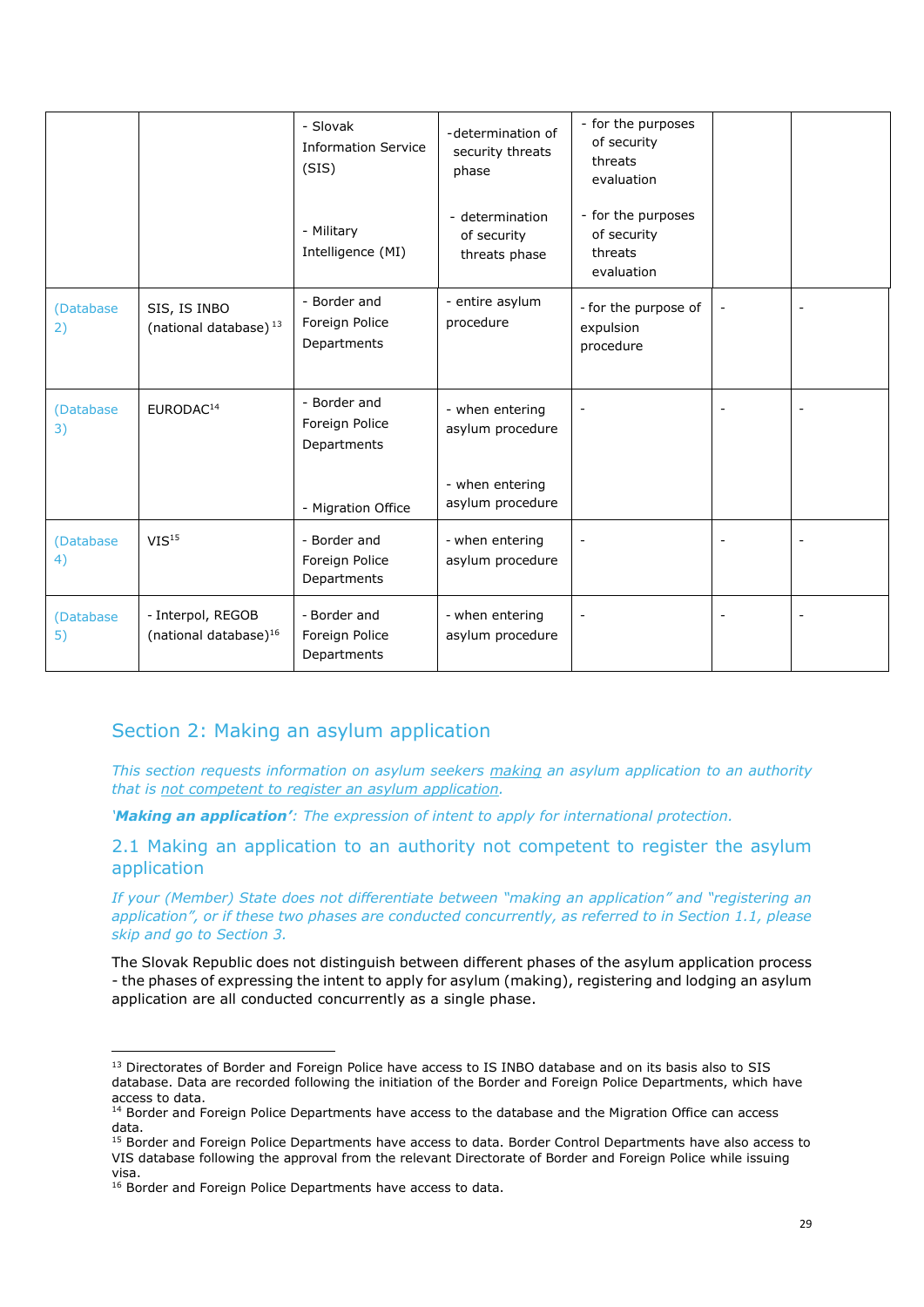| | | - Slovak Information Service (SIS)<br><br>- Military Intelligence (MI) | -determination of security threats phase<br><br>- determination of security threats phase | - for the purposes of security threats evaluation<br><br>- for the purposes of security threats evaluation | | |
|---|---|---|---|---|---|---|
| (Database 2) | SIS, IS INBO (national database)[13] | - Border and Foreign Police Departments | - entire asylum procedure | - for the purpose of expulsion procedure | - | - |
| (Database 3) | EURODAC[14] | - Border and Foreign Police Departments<br><br>- Migration Office | - when entering asylum procedure<br><br>- when entering asylum procedure | - | - | - |
| (Database 4) | VIS[15] | - Border and Foreign Police Departments | - when entering asylum procedure | - | - | - |
| (Database 5) | - Interpol, REGOB (national database)[16] | - Border and Foreign Police Departments | - when entering asylum procedure | - | - | - |

## Section 2: Making an asylum application

*This section requests information on asylum seekers making an asylum application to an authority that is not competent to register an asylum application.*

*'**Making an application'**: The expression of intent to apply for international protection.*

### 2.1 Making an application to an authority not competent to register the asylum application

*If your (Member) State does not differentiate between "making an application" and "registering an application", or if these two phases are conducted concurrently, as referred to in Section 1.1, please skip and go to Section 3.*

The Slovak Republic does not distinguish between different phases of the asylum application process - the phases of expressing the intent to apply for asylum (making), registering and lodging an asylum application are all conducted concurrently as a single phase.

[13] Directorates of Border and Foreign Police have access to IS INBO database and on its basis also to SIS database. Data are recorded following the initiation of the Border and Foreign Police Departments, which have access to data.
[14] Border and Foreign Police Departments have access to the database and the Migration Office can access data.
[15] Border and Foreign Police Departments have access to data. Border Control Departments have also access to VIS database following the approval from the relevant Directorate of Border and Foreign Police while issuing visa.
[16] Border and Foreign Police Departments have access to data.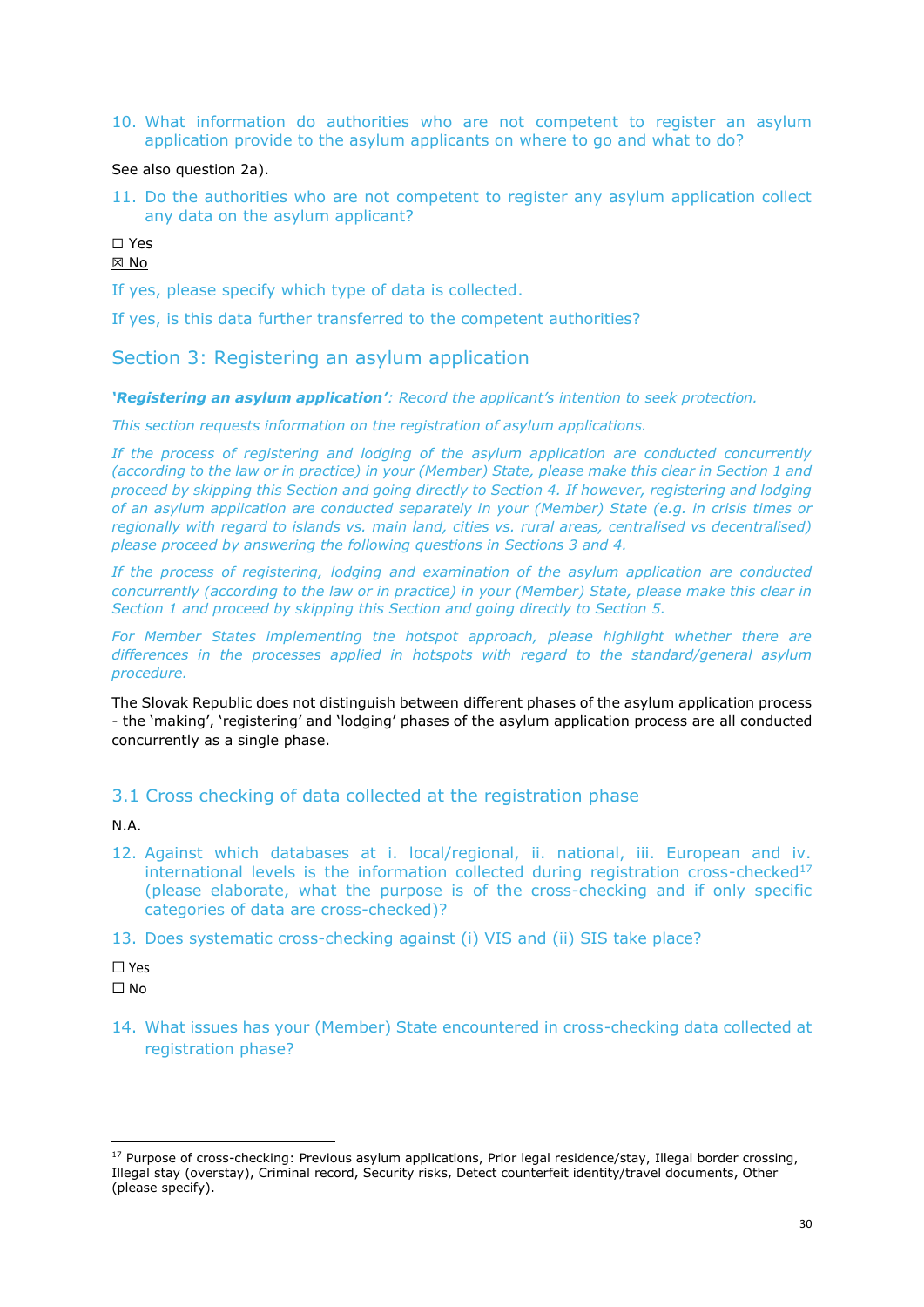10. What information do authorities who are not competent to register an asylum application provide to the asylum applicants on where to go and what to do?

See also question 2a).

11. Do the authorities who are not competent to register any asylum application collect any data on the asylum applicant?

☐ Yes
☒ No

If yes, please specify which type of data is collected.

If yes, is this data further transferred to the competent authorities?

## Section 3: Registering an asylum application

***'Registering an asylum application'***: *Record the applicant's intention to seek protection.*

*This section requests information on the registration of asylum applications.*

*If the process of registering and lodging of the asylum application are conducted concurrently (according to the law or in practice) in your (Member) State, please make this clear in Section 1 and proceed by skipping this Section and going directly to Section 4. If however, registering and lodging of an asylum application are conducted separately in your (Member) State (e.g. in crisis times or regionally with regard to islands vs. main land, cities vs. rural areas, centralised vs decentralised) please proceed by answering the following questions in Sections 3 and 4.*

*If the process of registering, lodging and examination of the asylum application are conducted concurrently (according to the law or in practice) in your (Member) State, please make this clear in Section 1 and proceed by skipping this Section and going directly to Section 5.*

*For Member States implementing the hotspot approach, please highlight whether there are differences in the processes applied in hotspots with regard to the standard/general asylum procedure.*

The Slovak Republic does not distinguish between different phases of the asylum application process - the 'making', 'registering' and 'lodging' phases of the asylum application process are all conducted concurrently as a single phase.

### 3.1 Cross checking of data collected at the registration phase

N.A.

12. Against which databases at i. local/regional, ii. national, iii. European and iv. international levels is the information collected during registration cross-checked[17] (please elaborate, what the purpose is of the cross-checking and if only specific categories of data are cross-checked)?

13. Does systematic cross-checking against (i) VIS and (ii) SIS take place?

☐ Yes
☐ No

14. What issues has your (Member) State encountered in cross-checking data collected at registration phase?

[17] Purpose of cross-checking: Previous asylum applications, Prior legal residence/stay, Illegal border crossing, Illegal stay (overstay), Criminal record, Security risks, Detect counterfeit identity/travel documents, Other (please specify).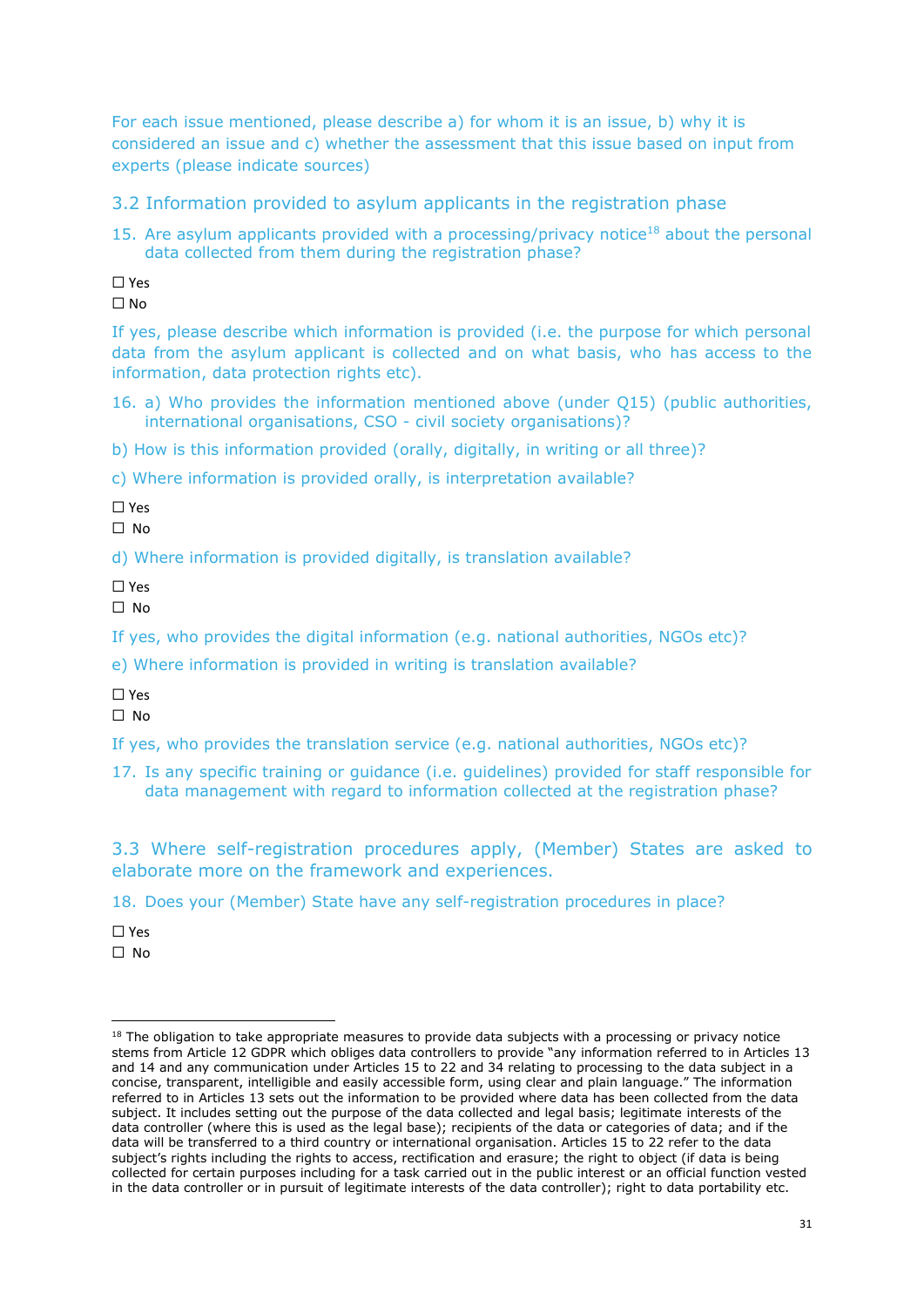For each issue mentioned, please describe a) for whom it is an issue, b) why it is considered an issue and c) whether the assessment that this issue based on input from experts (please indicate sources)

## 3.2 Information provided to asylum applicants in the registration phase

15. Are asylum applicants provided with a processing/privacy notice[18] about the personal data collected from them during the registration phase?

☐ Yes
☐ No

If yes, please describe which information is provided (i.e. the purpose for which personal data from the asylum applicant is collected and on what basis, who has access to the information, data protection rights etc).

16. a) Who provides the information mentioned above (under Q15) (public authorities, international organisations, CSO - civil society organisations)?

b) How is this information provided (orally, digitally, in writing or all three)?

c) Where information is provided orally, is interpretation available?

☐ Yes
☐ No

d) Where information is provided digitally, is translation available?

☐ Yes
☐ No

If yes, who provides the digital information (e.g. national authorities, NGOs etc)?

e) Where information is provided in writing is translation available?

☐ Yes
☐ No

If yes, who provides the translation service (e.g. national authorities, NGOs etc)?

17. Is any specific training or guidance (i.e. guidelines) provided for staff responsible for data management with regard to information collected at the registration phase?

## 3.3 Where self-registration procedures apply, (Member) States are asked to elaborate more on the framework and experiences.

18. Does your (Member) State have any self-registration procedures in place?

☐ Yes
☐ No

---

[18] The obligation to take appropriate measures to provide data subjects with a processing or privacy notice stems from Article 12 GDPR which obliges data controllers to provide "any information referred to in Articles 13 and 14 and any communication under Articles 15 to 22 and 34 relating to processing to the data subject in a concise, transparent, intelligible and easily accessible form, using clear and plain language." The information referred to in Articles 13 sets out the information to be provided where data has been collected from the data subject. It includes setting out the purpose of the data collected and legal basis; legitimate interests of the data controller (where this is used as the legal base); recipients of the data or categories of data; and if the data will be transferred to a third country or international organisation. Articles 15 to 22 refer to the data subject's rights including the rights to access, rectification and erasure; the right to object (if data is being collected for certain purposes including for a task carried out in the public interest or an official function vested in the data controller or in pursuit of legitimate interests of the data controller); right to data portability etc.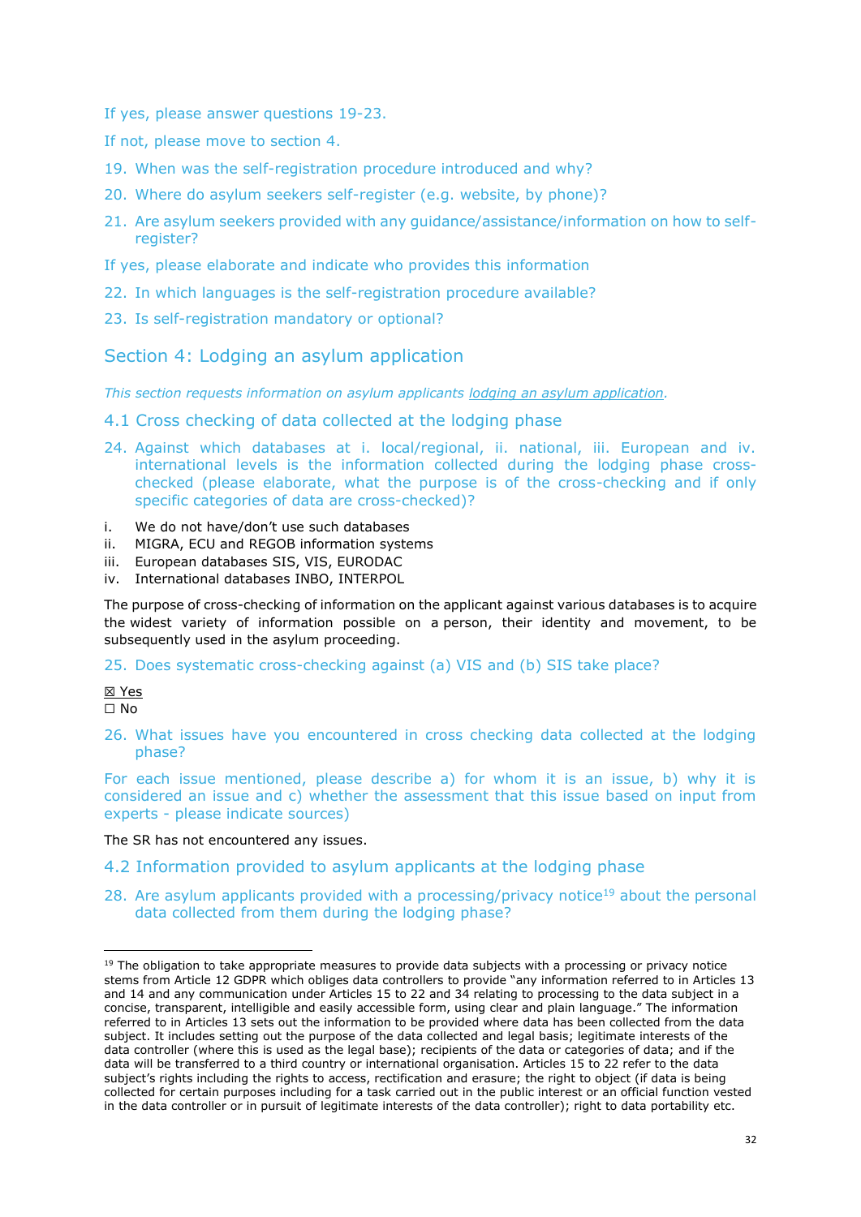If yes, please answer questions 19-23.

If not, please move to section 4.

19. When was the self-registration procedure introduced and why?
20. Where do asylum seekers self-register (e.g. website, by phone)?
21. Are asylum seekers provided with any guidance/assistance/information on how to self-register?

If yes, please elaborate and indicate who provides this information

22. In which languages is the self-registration procedure available?
23. Is self-registration mandatory or optional?

## Section 4: Lodging an asylum application

*This section requests information on asylum applicants lodging an asylum application.*

### 4.1 Cross checking of data collected at the lodging phase

24. Against which databases at i. local/regional, ii. national, iii. European and iv. international levels is the information collected during the lodging phase cross-checked (please elaborate, what the purpose is of the cross-checking and if only specific categories of data are cross-checked)?

i. We do not have/don't use such databases
ii. MIGRA, ECU and REGOB information systems
iii. European databases SIS, VIS, EURODAC
iv. International databases INBO, INTERPOL

The purpose of cross-checking of information on the applicant against various databases is to acquire the widest variety of information possible on a person, their identity and movement, to be subsequently used in the asylum proceeding.

25. Does systematic cross-checking against (a) VIS and (b) SIS take place?

☒ Yes
☐ No

26. What issues have you encountered in cross checking data collected at the lodging phase?

For each issue mentioned, please describe a) for whom it is an issue, b) why it is considered an issue and c) whether the assessment that this issue based on input from experts - please indicate sources)

The SR has not encountered any issues.

### 4.2 Information provided to asylum applicants at the lodging phase

28. Are asylum applicants provided with a processing/privacy notice[19] about the personal data collected from them during the lodging phase?

---

[19] The obligation to take appropriate measures to provide data subjects with a processing or privacy notice stems from Article 12 GDPR which obliges data controllers to provide "any information referred to in Articles 13 and 14 and any communication under Articles 15 to 22 and 34 relating to processing to the data subject in a concise, transparent, intelligible and easily accessible form, using clear and plain language." The information referred to in Articles 13 sets out the information to be provided where data has been collected from the data subject. It includes setting out the purpose of the data collected and legal basis; legitimate interests of the data controller (where this is used as the legal base); recipients of the data or categories of data; and if the data will be transferred to a third country or international organisation. Articles 15 to 22 refer to the data subject's rights including the rights to access, rectification and erasure; the right to object (if data is being collected for certain purposes including for a task carried out in the public interest or an official function vested in the data controller or in pursuit of legitimate interests of the data controller); right to data portability etc.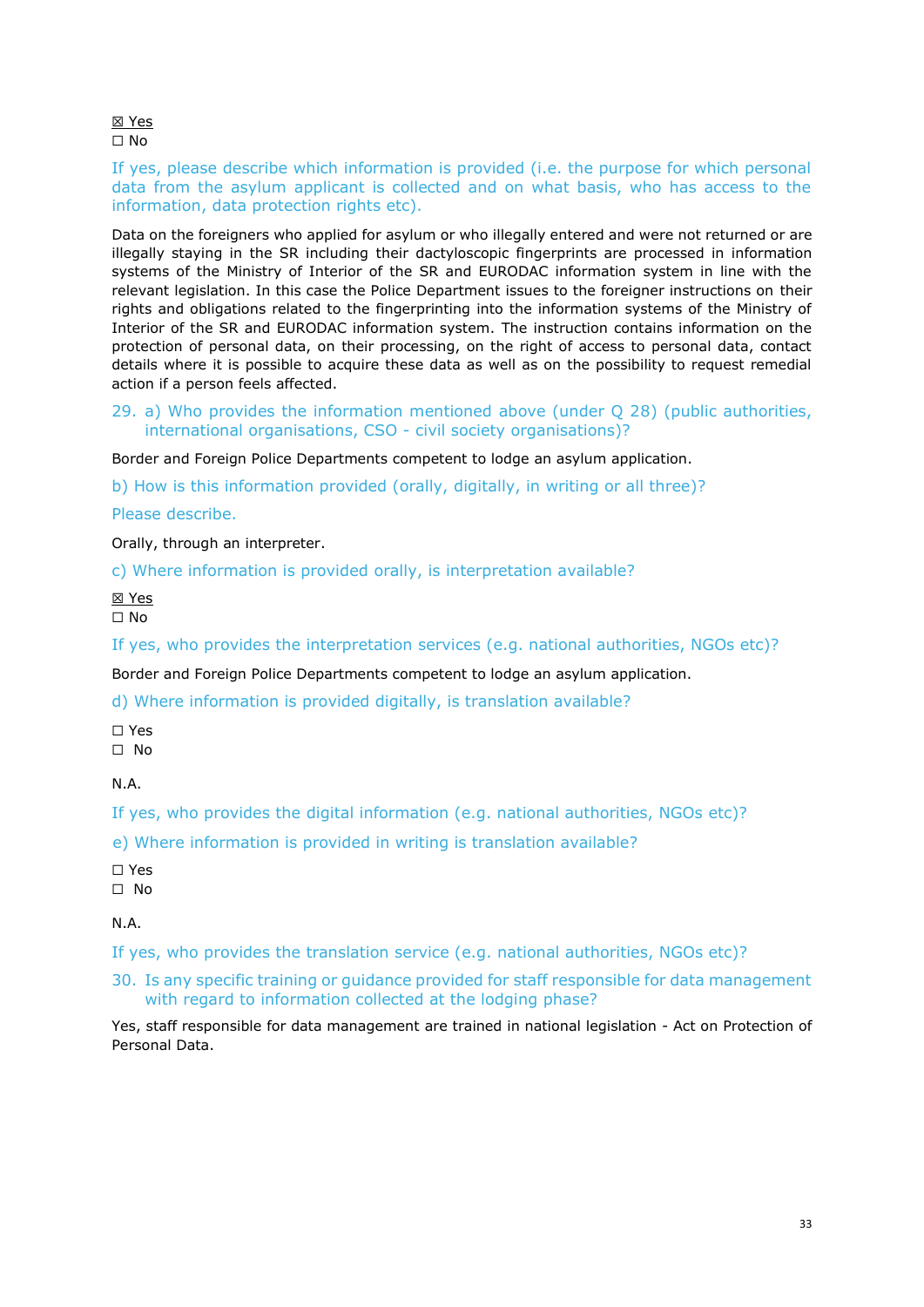☒ Yes
☐ No

If yes, please describe which information is provided (i.e. the purpose for which personal data from the asylum applicant is collected and on what basis, who has access to the information, data protection rights etc).

Data on the foreigners who applied for asylum or who illegally entered and were not returned or are illegally staying in the SR including their dactyloscopic fingerprints are processed in information systems of the Ministry of Interior of the SR and EURODAC information system in line with the relevant legislation. In this case the Police Department issues to the foreigner instructions on their rights and obligations related to the fingerprinting into the information systems of the Ministry of Interior of the SR and EURODAC information system. The instruction contains information on the protection of personal data, on their processing, on the right of access to personal data, contact details where it is possible to acquire these data as well as on the possibility to request remedial action if a person feels affected.

29. a) Who provides the information mentioned above (under Q 28) (public authorities, international organisations, CSO - civil society organisations)?

Border and Foreign Police Departments competent to lodge an asylum application.

b) How is this information provided (orally, digitally, in writing or all three)?

Please describe.

Orally, through an interpreter.

c) Where information is provided orally, is interpretation available?

☒ Yes
☐ No

If yes, who provides the interpretation services (e.g. national authorities, NGOs etc)?

Border and Foreign Police Departments competent to lodge an asylum application.

d) Where information is provided digitally, is translation available?

☐ Yes
☐ No

N.A.

If yes, who provides the digital information (e.g. national authorities, NGOs etc)?

e) Where information is provided in writing is translation available?

☐ Yes
☐ No

N.A.

If yes, who provides the translation service (e.g. national authorities, NGOs etc)?

30. Is any specific training or guidance provided for staff responsible for data management with regard to information collected at the lodging phase?

Yes, staff responsible for data management are trained in national legislation - Act on Protection of Personal Data.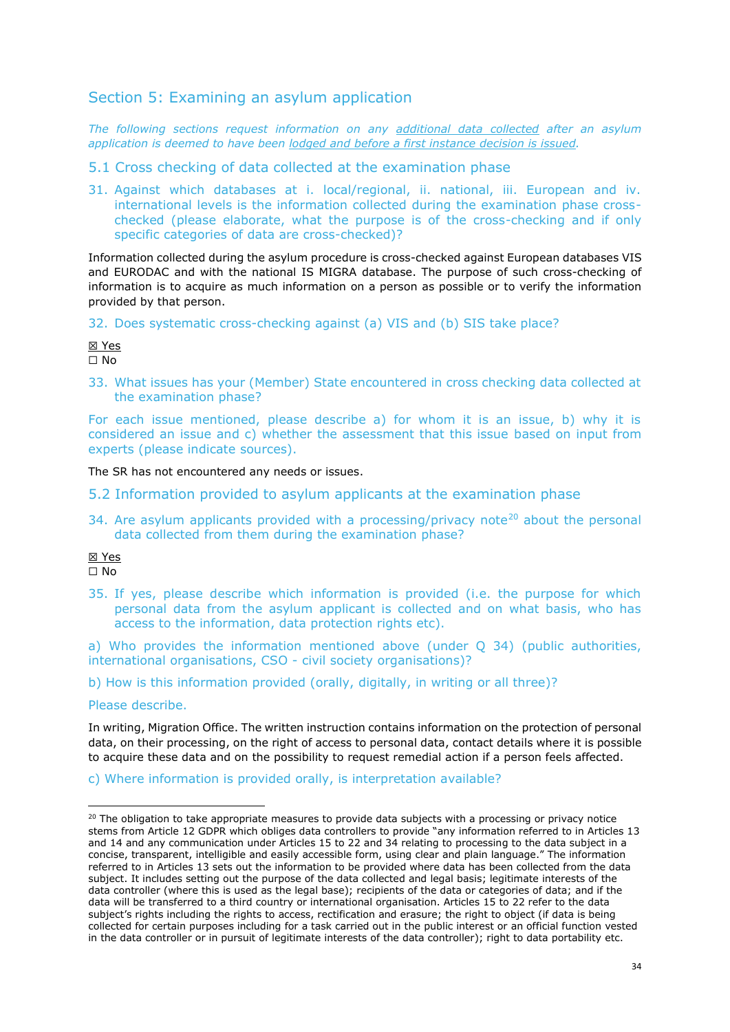## Section 5: Examining an asylum application

*The following sections request information on any additional data collected after an asylum application is deemed to have been lodged and before a first instance decision is issued.*

### 5.1 Cross checking of data collected at the examination phase

31. Against which databases at i. local/regional, ii. national, iii. European and iv. international levels is the information collected during the examination phase cross-checked (please elaborate, what the purpose is of the cross-checking and if only specific categories of data are cross-checked)?

Information collected during the asylum procedure is cross-checked against European databases VIS and EURODAC and with the national IS MIGRA database. The purpose of such cross-checking of information is to acquire as much information on a person as possible or to verify the information provided by that person.

32. Does systematic cross-checking against (a) VIS and (b) SIS take place?

☒ Yes
☐ No

33. What issues has your (Member) State encountered in cross checking data collected at the examination phase?

For each issue mentioned, please describe a) for whom it is an issue, b) why it is considered an issue and c) whether the assessment that this issue based on input from experts (please indicate sources).

The SR has not encountered any needs or issues.

### 5.2 Information provided to asylum applicants at the examination phase

34. Are asylum applicants provided with a processing/privacy note[20] about the personal data collected from them during the examination phase?

☒ Yes
☐ No

35. If yes, please describe which information is provided (i.e. the purpose for which personal data from the asylum applicant is collected and on what basis, who has access to the information, data protection rights etc).

a) Who provides the information mentioned above (under Q 34) (public authorities, international organisations, CSO - civil society organisations)?

b) How is this information provided (orally, digitally, in writing or all three)?

Please describe.

In writing, Migration Office. The written instruction contains information on the protection of personal data, on their processing, on the right of access to personal data, contact details where it is possible to acquire these data and on the possibility to request remedial action if a person feels affected.

c) Where information is provided orally, is interpretation available?

---

[20] The obligation to take appropriate measures to provide data subjects with a processing or privacy notice stems from Article 12 GDPR which obliges data controllers to provide "any information referred to in Articles 13 and 14 and any communication under Articles 15 to 22 and 34 relating to processing to the data subject in a concise, transparent, intelligible and easily accessible form, using clear and plain language." The information referred to in Articles 13 sets out the information to be provided where data has been collected from the data subject. It includes setting out the purpose of the data collected and legal basis; legitimate interests of the data controller (where this is used as the legal base); recipients of the data or categories of data; and if the data will be transferred to a third country or international organisation. Articles 15 to 22 refer to the data subject's rights including the rights to access, rectification and erasure; the right to object (if data is being collected for certain purposes including for a task carried out in the public interest or an official function vested in the data controller or in pursuit of legitimate interests of the data controller); right to data portability etc.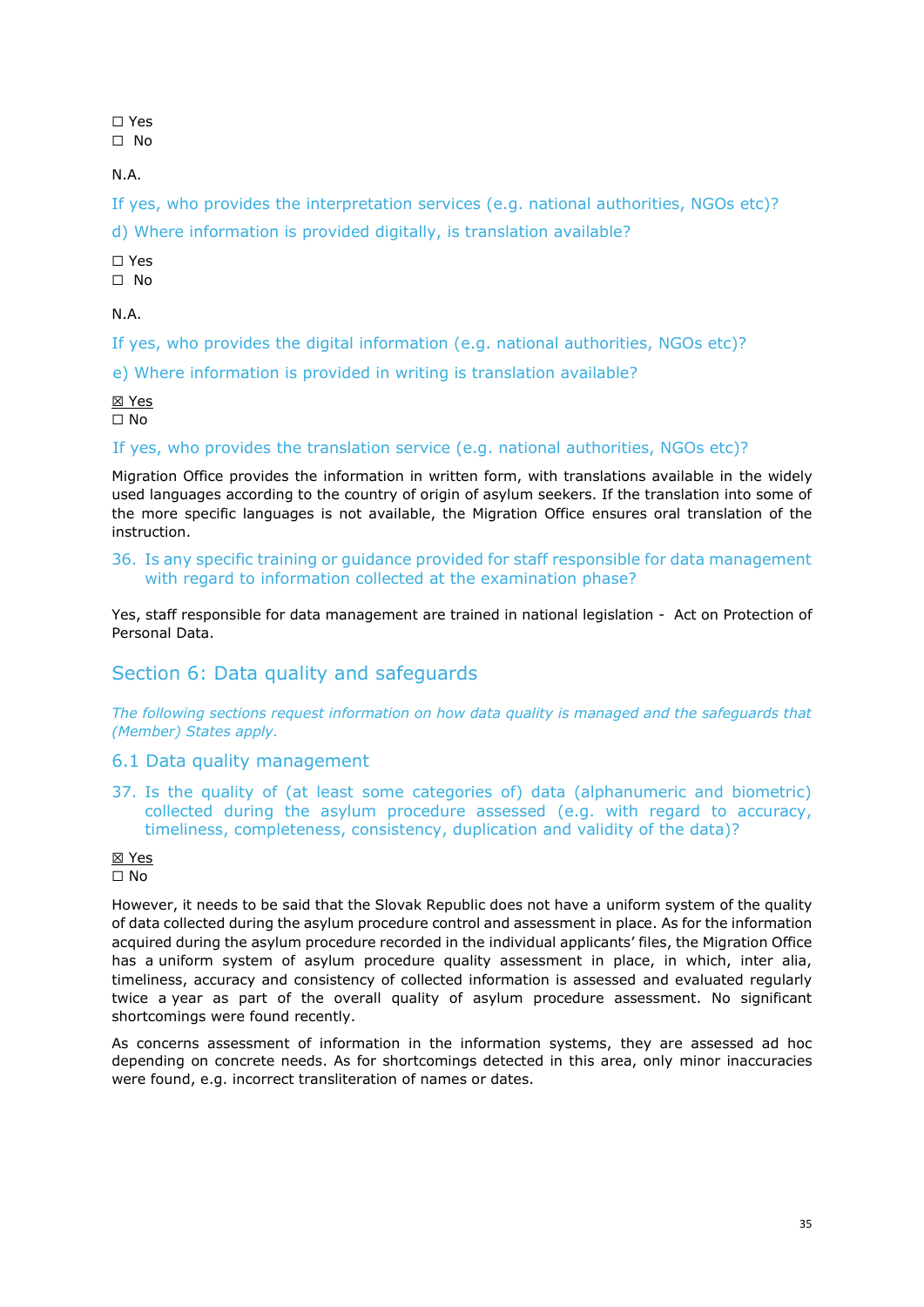☐ Yes
☐ No

N.A.

If yes, who provides the interpretation services (e.g. national authorities, NGOs etc)?

d) Where information is provided digitally, is translation available?

☐ Yes
☐ No

N.A.

If yes, who provides the digital information (e.g. national authorities, NGOs etc)?

e) Where information is provided in writing is translation available?

☒ Yes
☐ No

If yes, who provides the translation service (e.g. national authorities, NGOs etc)?

Migration Office provides the information in written form, with translations available in the widely used languages according to the country of origin of asylum seekers. If the translation into some of the more specific languages is not available, the Migration Office ensures oral translation of the instruction.

36. Is any specific training or guidance provided for staff responsible for data management with regard to information collected at the examination phase?

Yes, staff responsible for data management are trained in national legislation - Act on Protection of Personal Data.

## Section 6: Data quality and safeguards

*The following sections request information on how data quality is managed and the safeguards that (Member) States apply.*

### 6.1 Data quality management

37. Is the quality of (at least some categories of) data (alphanumeric and biometric) collected during the asylum procedure assessed (e.g. with regard to accuracy, timeliness, completeness, consistency, duplication and validity of the data)?

☒ Yes
☐ No

However, it needs to be said that the Slovak Republic does not have a uniform system of the quality of data collected during the asylum procedure control and assessment in place. As for the information acquired during the asylum procedure recorded in the individual applicants' files, the Migration Office has a uniform system of asylum procedure quality assessment in place, in which, inter alia, timeliness, accuracy and consistency of collected information is assessed and evaluated regularly twice a year as part of the overall quality of asylum procedure assessment. No significant shortcomings were found recently.

As concerns assessment of information in the information systems, they are assessed ad hoc depending on concrete needs. As for shortcomings detected in this area, only minor inaccuracies were found, e.g. incorrect transliteration of names or dates.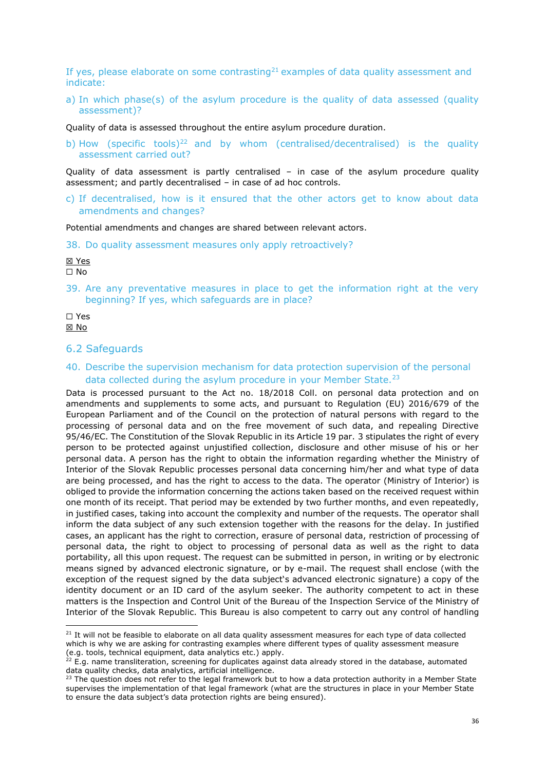If yes, please elaborate on some contrasting[21] examples of data quality assessment and indicate:

a) In which phase(s) of the asylum procedure is the quality of data assessed (quality assessment)?

Quality of data is assessed throughout the entire asylum procedure duration.

b) How (specific tools)[22] and by whom (centralised/decentralised) is the quality assessment carried out?

Quality of data assessment is partly centralised – in case of the asylum procedure quality assessment; and partly decentralised – in case of ad hoc controls.

c) If decentralised, how is it ensured that the other actors get to know about data amendments and changes?

Potential amendments and changes are shared between relevant actors.

38. Do quality assessment measures only apply retroactively?

☒ Yes
☐ No

39. Are any preventative measures in place to get the information right at the very beginning? If yes, which safeguards are in place?

☐ Yes
☒ No

## 6.2 Safeguards

40. Describe the supervision mechanism for data protection supervision of the personal data collected during the asylum procedure in your Member State.[23]

Data is processed pursuant to the Act no. 18/2018 Coll. on personal data protection and on amendments and supplements to some acts, and pursuant to Regulation (EU) 2016/679 of the European Parliament and of the Council on the protection of natural persons with regard to the processing of personal data and on the free movement of such data, and repealing Directive 95/46/EC. The Constitution of the Slovak Republic in its Article 19 par. 3 stipulates the right of every person to be protected against unjustified collection, disclosure and other misuse of his or her personal data. A person has the right to obtain the information regarding whether the Ministry of Interior of the Slovak Republic processes personal data concerning him/her and what type of data are being processed, and has the right to access to the data. The operator (Ministry of Interior) is obliged to provide the information concerning the actions taken based on the received request within one month of its receipt. That period may be extended by two further months, and even repeatedly, in justified cases, taking into account the complexity and number of the requests. The operator shall inform the data subject of any such extension together with the reasons for the delay. In justified cases, an applicant has the right to correction, erasure of personal data, restriction of processing of personal data, the right to object to processing of personal data as well as the right to data portability, all this upon request. The request can be submitted in person, in writing or by electronic means signed by advanced electronic signature, or by e-mail. The request shall enclose (with the exception of the request signed by the data subject's advanced electronic signature) a copy of the identity document or an ID card of the asylum seeker. The authority competent to act in these matters is the Inspection and Control Unit of the Bureau of the Inspection Service of the Ministry of Interior of the Slovak Republic. This Bureau is also competent to carry out any control of handling

---

[21] It will not be feasible to elaborate on all data quality assessment measures for each type of data collected which is why we are asking for contrasting examples where different types of quality assessment measure (e.g. tools, technical equipment, data analytics etc.) apply.

[22] E.g. name transliteration, screening for duplicates against data already stored in the database, automated data quality checks, data analytics, artificial intelligence.

[23] The question does not refer to the legal framework but to how a data protection authority in a Member State supervises the implementation of that legal framework (what are the structures in place in your Member State to ensure the data subject's data protection rights are being ensured).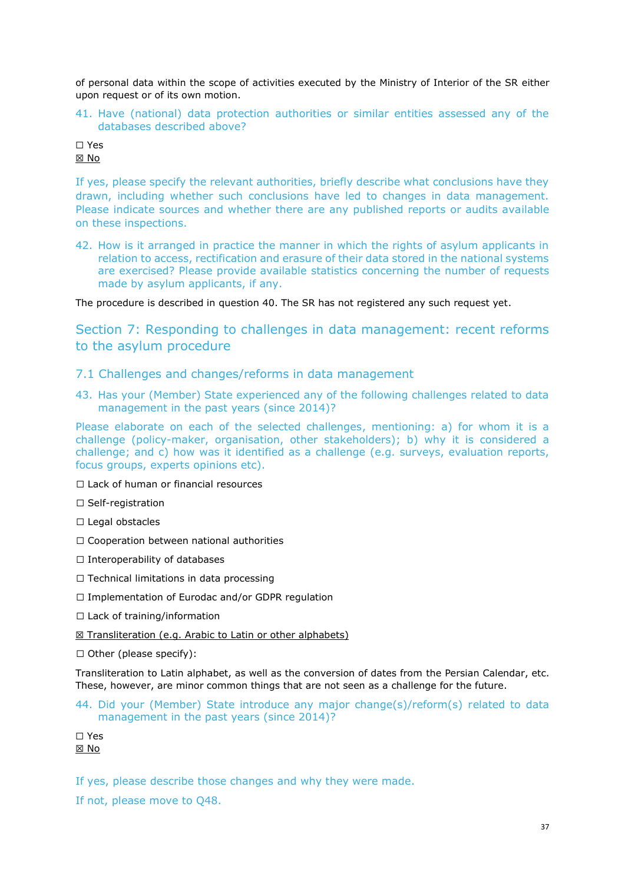of personal data within the scope of activities executed by the Ministry of Interior of the SR either upon request or of its own motion.

41. Have (national) data protection authorities or similar entities assessed any of the databases described above?

☐ Yes
☒ No

If yes, please specify the relevant authorities, briefly describe what conclusions have they drawn, including whether such conclusions have led to changes in data management. Please indicate sources and whether there are any published reports or audits available on these inspections.

42. How is it arranged in practice the manner in which the rights of asylum applicants in relation to access, rectification and erasure of their data stored in the national systems are exercised? Please provide available statistics concerning the number of requests made by asylum applicants, if any.

The procedure is described in question 40. The SR has not registered any such request yet.

## Section 7: Responding to challenges in data management: recent reforms to the asylum procedure

### 7.1 Challenges and changes/reforms in data management

43. Has your (Member) State experienced any of the following challenges related to data management in the past years (since 2014)?

Please elaborate on each of the selected challenges, mentioning: a) for whom it is a challenge (policy-maker, organisation, other stakeholders); b) why it is considered a challenge; and c) how was it identified as a challenge (e.g. surveys, evaluation reports, focus groups, experts opinions etc).

☐ Lack of human or financial resources

☐ Self-registration

☐ Legal obstacles

☐ Cooperation between national authorities

☐ Interoperability of databases

☐ Technical limitations in data processing

☐ Implementation of Eurodac and/or GDPR regulation

☐ Lack of training/information

☒ Transliteration (e.g. Arabic to Latin or other alphabets)

☐ Other (please specify):

Transliteration to Latin alphabet, as well as the conversion of dates from the Persian Calendar, etc. These, however, are minor common things that are not seen as a challenge for the future.

44. Did your (Member) State introduce any major change(s)/reform(s) related to data management in the past years (since 2014)?

☐ Yes
☒ No

If yes, please describe those changes and why they were made.

If not, please move to Q48.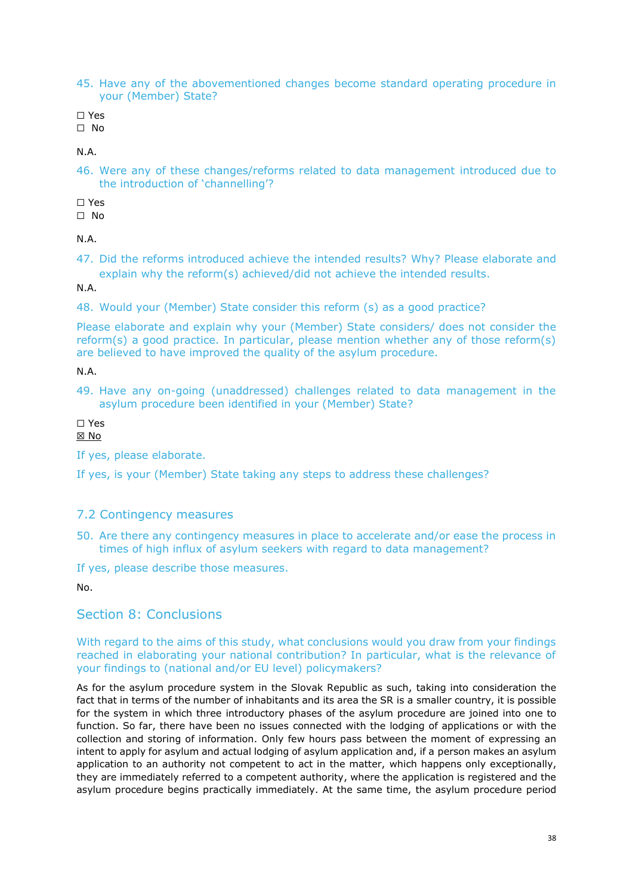45. Have any of the abovementioned changes become standard operating procedure in your (Member) State?

☐ Yes
☐ No

N.A.

46. Were any of these changes/reforms related to data management introduced due to the introduction of 'channelling'?

☐ Yes
☐ No

N.A.

47. Did the reforms introduced achieve the intended results? Why? Please elaborate and explain why the reform(s) achieved/did not achieve the intended results.

N.A.

48. Would your (Member) State consider this reform (s) as a good practice?

Please elaborate and explain why your (Member) State considers/ does not consider the reform(s) a good practice. In particular, please mention whether any of those reform(s) are believed to have improved the quality of the asylum procedure.

N.A.

49. Have any on-going (unaddressed) challenges related to data management in the asylum procedure been identified in your (Member) State?

☐ Yes
☒ No

If yes, please elaborate.

If yes, is your (Member) State taking any steps to address these challenges?

## 7.2 Contingency measures

50. Are there any contingency measures in place to accelerate and/or ease the process in times of high influx of asylum seekers with regard to data management?

If yes, please describe those measures.

No.

## Section 8: Conclusions

With regard to the aims of this study, what conclusions would you draw from your findings reached in elaborating your national contribution? In particular, what is the relevance of your findings to (national and/or EU level) policymakers?

As for the asylum procedure system in the Slovak Republic as such, taking into consideration the fact that in terms of the number of inhabitants and its area the SR is a smaller country, it is possible for the system in which three introductory phases of the asylum procedure are joined into one to function. So far, there have been no issues connected with the lodging of applications or with the collection and storing of information. Only few hours pass between the moment of expressing an intent to apply for asylum and actual lodging of asylum application and, if a person makes an asylum application to an authority not competent to act in the matter, which happens only exceptionally, they are immediately referred to a competent authority, where the application is registered and the asylum procedure begins practically immediately. At the same time, the asylum procedure period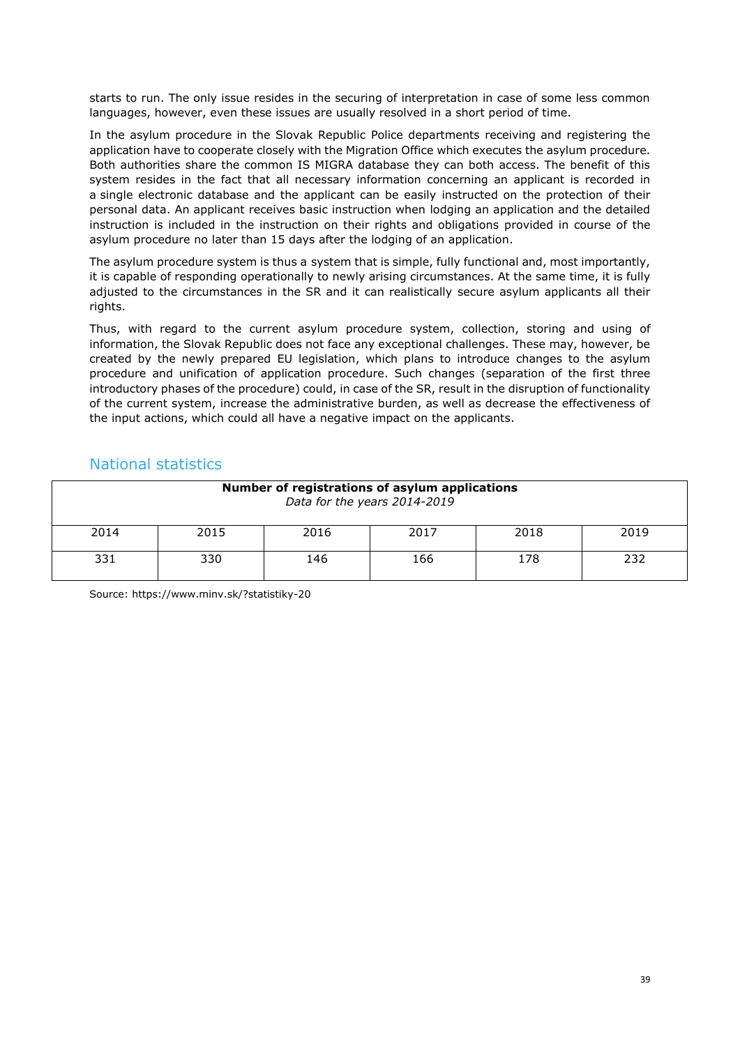starts to run. The only issue resides in the securing of interpretation in case of some less common languages, however, even these issues are usually resolved in a short period of time.

In the asylum procedure in the Slovak Republic Police departments receiving and registering the application have to cooperate closely with the Migration Office which executes the asylum procedure. Both authorities share the common IS MIGRA database they can both access. The benefit of this system resides in the fact that all necessary information concerning an applicant is recorded in a single electronic database and the applicant can be easily instructed on the protection of their personal data. An applicant receives basic instruction when lodging an application and the detailed instruction is included in the instruction on their rights and obligations provided in course of the asylum procedure no later than 15 days after the lodging of an application.

The asylum procedure system is thus a system that is simple, fully functional and, most importantly, it is capable of responding operationally to newly arising circumstances. At the same time, it is fully adjusted to the circumstances in the SR and it can realistically secure asylum applicants all their rights.

Thus, with regard to the current asylum procedure system, collection, storing and using of information, the Slovak Republic does not face any exceptional challenges. These may, however, be created by the newly prepared EU legislation, which plans to introduce changes to the asylum procedure and unification of application procedure. Such changes (separation of the first three introductory phases of the procedure) could, in case of the SR, result in the disruption of functionality of the current system, increase the administrative burden, as well as decrease the effectiveness of the input actions, which could all have a negative impact on the applicants.

## National statistics

| **Number of registrations of asylum applications** *Data for the years 2014-2019* | | | | | |
|---|---|---|---|---|---|
| 2014 | 2015 | 2016 | 2017 | 2018 | 2019 |
| 331 | 330 | 146 | 166 | 178 | 232 |

Source: https://www.minv.sk/?statistiky-20